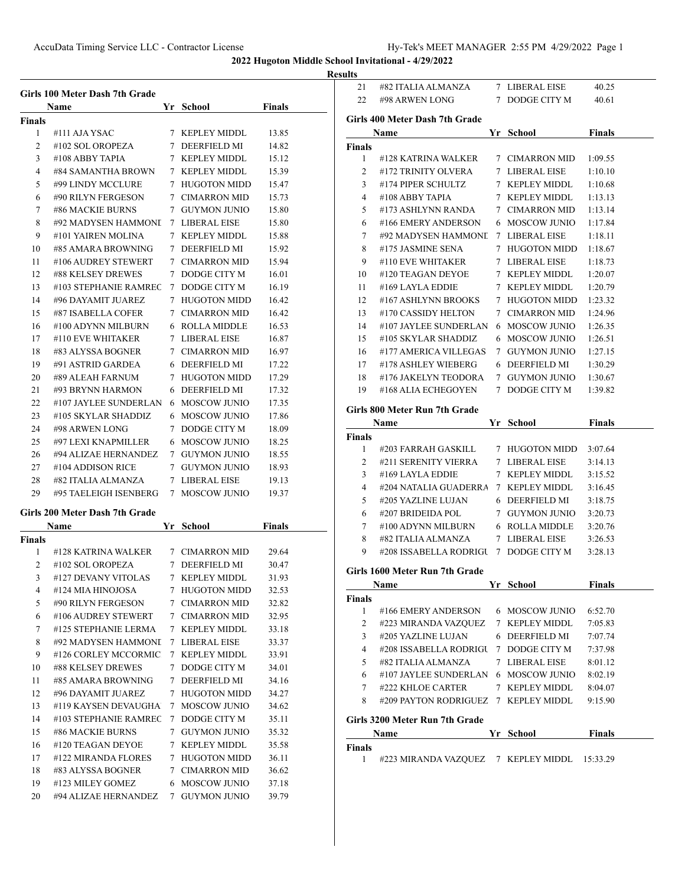## 2022 Hugoton Middle School Invitational - 4/29/2022

### Results

#### Girls 100 Meter Dash 7th Grade

| | Name | Yr | School | Finals |
|---|---|---|---|---|
| **Finals** | | | | |
| 1 | #111 AJA YSAC | 7 | KEPLEY MIDDL | 13.85 |
| 2 | #102 SOL OROPEZA | 7 | DEERFIELD MI | 14.82 |
| 3 | #108 ABBY TAPIA | 7 | KEPLEY MIDDL | 15.12 |
| 4 | #84 SAMANTHA BROWN | 7 | KEPLEY MIDDL | 15.39 |
| 5 | #99 LINDY MCCLURE | 7 | HUGOTON MIDD | 15.47 |
| 6 | #90 RILYN FERGESON | 7 | CIMARRON MID | 15.73 |
| 7 | #86 MACKIE BURNS | 7 | GUYMON JUNIO | 15.80 |
| 8 | #92 MADYSEN HAMMONI | 7 | LIBERAL EISE | 15.80 |
| 9 | #101 YAIREN MOLINA | 7 | KEPLEY MIDDL | 15.88 |
| 10 | #85 AMARA BROWNING | 7 | DEERFIELD MI | 15.92 |
| 11 | #106 AUDREY STEWERT | 7 | CIMARRON MID | 15.94 |
| 12 | #88 KELSEY DREWES | 7 | DODGE CITY M | 16.01 |
| 13 | #103 STEPHANIE RAMREC | 7 | DODGE CITY M | 16.19 |
| 14 | #96 DAYAMIT JUAREZ | 7 | HUGOTON MIDD | 16.42 |
| 15 | #87 ISABELLA COFER | 7 | CIMARRON MID | 16.42 |
| 16 | #100 ADYNN MILBURN | 6 | ROLLA MIDDLE | 16.53 |
| 17 | #110 EVE WHITAKER | 7 | LIBERAL EISE | 16.87 |
| 18 | #83 ALYSSA BOGNER | 7 | CIMARRON MID | 16.97 |
| 19 | #91 ASTRID GARDEA | 6 | DEERFIELD MI | 17.22 |
| 20 | #89 ALEAH FARNUM | 7 | HUGOTON MIDD | 17.29 |
| 21 | #93 BRYNN HARMON | 6 | DEERFIELD MI | 17.32 |
| 22 | #107 JAYLEE SUNDERLAN | 6 | MOSCOW JUNIO | 17.35 |
| 23 | #105 SKYLAR SHADDIZ | 6 | MOSCOW JUNIO | 17.86 |
| 24 | #98 ARWEN LONG | 7 | DODGE CITY M | 18.09 |
| 25 | #97 LEXI KNAPMILLER | 6 | MOSCOW JUNIO | 18.25 |
| 26 | #94 ALIZAE HERNANDEZ | 7 | GUYMON JUNIO | 18.55 |
| 27 | #104 ADDISON RICE | 7 | GUYMON JUNIO | 18.93 |
| 28 | #82 ITALIA ALMANZA | 7 | LIBERAL EISE | 19.13 |
| 29 | #95 TAELEIGH ISENBERG | 7 | MOSCOW JUNIO | 19.37 |

#### Girls 200 Meter Dash 7th Grade

| | Name | Yr | School | Finals |
|---|---|---|---|---|
| **Finals** | | | | |
| 1 | #128 KATRINA WALKER | 7 | CIMARRON MID | 29.64 |
| 2 | #102 SOL OROPEZA | 7 | DEERFIELD MI | 30.47 |
| 3 | #127 DEVANY VITOLAS | 7 | KEPLEY MIDDL | 31.93 |
| 4 | #124 MIA HINOJOSA | 7 | HUGOTON MIDD | 32.53 |
| 5 | #90 RILYN FERGESON | 7 | CIMARRON MID | 32.82 |
| 6 | #106 AUDREY STEWERT | 7 | CIMARRON MID | 32.95 |
| 7 | #125 STEPHANIE LERMA | 7 | KEPLEY MIDDL | 33.18 |
| 8 | #92 MADYSEN HAMMONI | 7 | LIBERAL EISE | 33.37 |
| 9 | #126 CORLEY MCCORMIC | 7 | KEPLEY MIDDL | 33.91 |
| 10 | #88 KELSEY DREWES | 7 | DODGE CITY M | 34.01 |
| 11 | #85 AMARA BROWNING | 7 | DEERFIELD MI | 34.16 |
| 12 | #96 DAYAMIT JUAREZ | 7 | HUGOTON MIDD | 34.27 |
| 13 | #119 KAYSEN DEVAUGHA | 7 | MOSCOW JUNIO | 34.62 |
| 14 | #103 STEPHANIE RAMREC | 7 | DODGE CITY M | 35.11 |
| 15 | #86 MACKIE BURNS | 7 | GUYMON JUNIO | 35.32 |
| 16 | #120 TEAGAN DEYOE | 7 | KEPLEY MIDDL | 35.58 |
| 17 | #122 MIRANDA FLORES | 7 | HUGOTON MIDD | 36.11 |
| 18 | #83 ALYSSA BOGNER | 7 | CIMARRON MID | 36.62 |
| 19 | #123 MILEY GOMEZ | 6 | MOSCOW JUNIO | 37.18 |
| 20 | #94 ALIZAE HERNANDEZ | 7 | GUYMON JUNIO | 39.79 |
| 21 | #82 ITALIA ALMANZA | 7 | LIBERAL EISE | 40.25 |
| 22 | #98 ARWEN LONG | 7 | DODGE CITY M | 40.61 |

#### Girls 400 Meter Dash 7th Grade

| | Name | Yr | School | Finals |
|---|---|---|---|---|
| **Finals** | | | | |
| 1 | #128 KATRINA WALKER | 7 | CIMARRON MID | 1:09.55 |
| 2 | #172 TRINITY OLVERA | 7 | LIBERAL EISE | 1:10.10 |
| 3 | #174 PIPER SCHULTZ | 7 | KEPLEY MIDDL | 1:10.68 |
| 4 | #108 ABBY TAPIA | 7 | KEPLEY MIDDL | 1:13.13 |
| 5 | #173 ASHLYNN RANDA | 7 | CIMARRON MID | 1:13.14 |
| 6 | #166 EMERY ANDERSON | 6 | MOSCOW JUNIO | 1:17.84 |
| 7 | #92 MADYSEN HAMMONI | 7 | LIBERAL EISE | 1:18.11 |
| 8 | #175 JASMINE SENA | 7 | HUGOTON MIDD | 1:18.67 |
| 9 | #110 EVE WHITAKER | 7 | LIBERAL EISE | 1:18.73 |
| 10 | #120 TEAGAN DEYOE | 7 | KEPLEY MIDDL | 1:20.07 |
| 11 | #169 LAYLA EDDIE | 7 | KEPLEY MIDDL | 1:20.79 |
| 12 | #167 ASHLYNN BROOKS | 7 | HUGOTON MIDD | 1:23.32 |
| 13 | #170 CASSIDY HELTON | 7 | CIMARRON MID | 1:24.96 |
| 14 | #107 JAYLEE SUNDERLAN | 6 | MOSCOW JUNIO | 1:26.35 |
| 15 | #105 SKYLAR SHADDIZ | 6 | MOSCOW JUNIO | 1:26.51 |
| 16 | #177 AMERICA VILLEGAS | 7 | GUYMON JUNIO | 1:27.15 |
| 17 | #178 ASHLEY WIEBERG | 6 | DEERFIELD MI | 1:30.29 |
| 18 | #176 JAKELYN TEODORA | 7 | GUYMON JUNIO | 1:30.67 |
| 19 | #168 ALIA ECHEGOYEN | 7 | DODGE CITY M | 1:39.82 |

#### Girls 800 Meter Run 7th Grade

| | Name | Yr | School | Finals |
|---|---|---|---|---|
| **Finals** | | | | |
| 1 | #203 FARRAH GASKILL | 7 | HUGOTON MIDD | 3:07.64 |
| 2 | #211 SERENITY VIERRA | 7 | LIBERAL EISE | 3:14.13 |
| 3 | #169 LAYLA EDDIE | 7 | KEPLEY MIDDL | 3:15.52 |
| 4 | #204 NATALIA GUADERRA | 7 | KEPLEY MIDDL | 3:16.45 |
| 5 | #205 YAZLINE LUJAN | 6 | DEERFIELD MI | 3:18.75 |
| 6 | #207 BRIDEIDA POL | 7 | GUYMON JUNIO | 3:20.73 |
| 7 | #100 ADYNN MILBURN | 6 | ROLLA MIDDLE | 3:20.76 |
| 8 | #82 ITALIA ALMANZA | 7 | LIBERAL EISE | 3:26.53 |
| 9 | #208 ISSABELLA RODRIGU | 7 | DODGE CITY M | 3:28.13 |

#### Girls 1600 Meter Run 7th Grade

| | Name | Yr | School | Finals |
|---|---|---|---|---|
| **Finals** | | | | |
| 1 | #166 EMERY ANDERSON | 6 | MOSCOW JUNIO | 6:52.70 |
| 2 | #223 MIRANDA VAZQUEZ | 7 | KEPLEY MIDDL | 7:05.83 |
| 3 | #205 YAZLINE LUJAN | 6 | DEERFIELD MI | 7:07.74 |
| 4 | #208 ISSABELLA RODRIGU | 7 | DODGE CITY M | 7:37.98 |
| 5 | #82 ITALIA ALMANZA | 7 | LIBERAL EISE | 8:01.12 |
| 6 | #107 JAYLEE SUNDERLAN | 6 | MOSCOW JUNIO | 8:02.19 |
| 7 | #222 KHLOE CARTER | 7 | KEPLEY MIDDL | 8:04.07 |
| 8 | #209 PAYTON RODRIGUEZ | 7 | KEPLEY MIDDL | 9:15.90 |

#### Girls 3200 Meter Run 7th Grade

| | Name | Yr | School | Finals |
|---|---|---|---|---|
| **Finals** | | | | |
| 1 | #223 MIRANDA VAZQUEZ | 7 | KEPLEY MIDDL | 15:33.29 |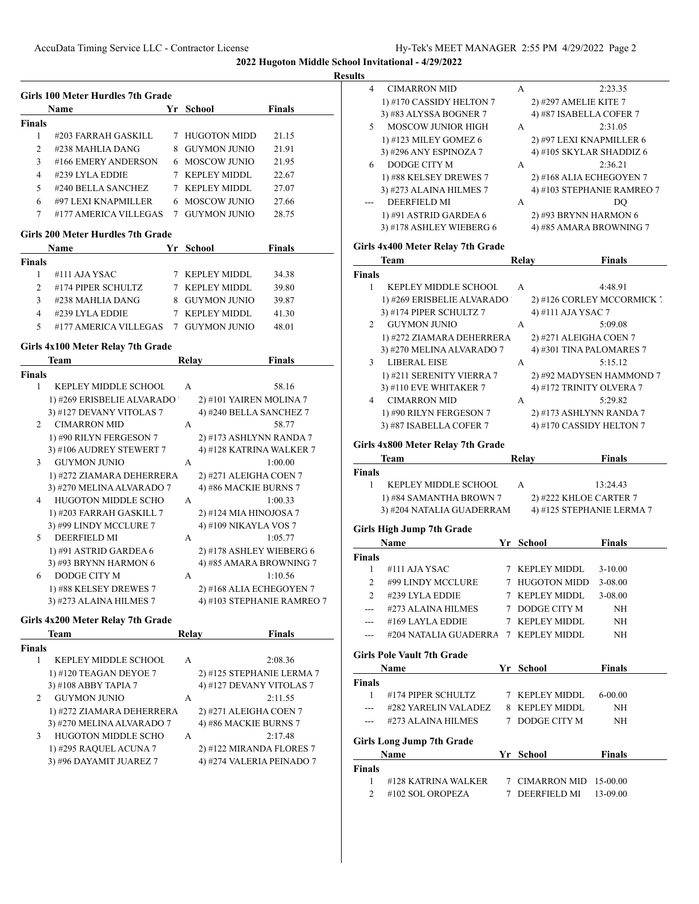**2022 Hugoton Middle School Invitational - 4/29/2022**

**Results**

### Girls 100 Meter Hurdles 7th Grade

| | Name | Yr | School | Finals |
|---|---|---|---|---|
| **Finals** | | | | |
| 1 | #203 FARRAH GASKILL | 7 | HUGOTON MIDD | 21.15 |
| 2 | #238 MAHLIA DANG | 8 | GUYMON JUNIO | 21.91 |
| 3 | #166 EMERY ANDERSON | 6 | MOSCOW JUNIO | 21.95 |
| 4 | #239 LYLA EDDIE | 7 | KEPLEY MIDDL | 22.67 |
| 5 | #240 BELLA SANCHEZ | 7 | KEPLEY MIDDL | 27.07 |
| 6 | #97 LEXI KNAPMILLER | 6 | MOSCOW JUNIO | 27.66 |
| 7 | #177 AMERICA VILLEGAS | 7 | GUYMON JUNIO | 28.75 |

### Girls 200 Meter Hurdles 7th Grade

| | Name | Yr | School | Finals |
|---|---|---|---|---|
| **Finals** | | | | |
| 1 | #111 AJA YSAC | 7 | KEPLEY MIDDL | 34.38 |
| 2 | #174 PIPER SCHULTZ | 7 | KEPLEY MIDDL | 39.80 |
| 3 | #238 MAHLIA DANG | 8 | GUYMON JUNIO | 39.87 |
| 4 | #239 LYLA EDDIE | 7 | KEPLEY MIDDL | 41.30 |
| 5 | #177 AMERICA VILLEGAS | 7 | GUYMON JUNIO | 48.01 |

### Girls 4x100 Meter Relay 7th Grade

| | Team | Relay | Finals |
|---|---|---|---|
| **Finals** | | | |
| 1 | KEPLEY MIDDLE SCHOOL | A | 58.16 |
| | 1) #269 ERISBELIE ALVARADO | 2) #101 YAIREN MOLINA 7 | |
| | 3) #127 DEVANY VITOLAS 7 | 4) #240 BELLA SANCHEZ 7 | |
| 2 | CIMARRON MID | A | 58.77 |
| | 1) #90 RILYN FERGESON 7 | 2) #173 ASHLYNN RANDA 7 | |
| | 3) #106 AUDREY STEWERT 7 | 4) #128 KATRINA WALKER 7 | |
| 3 | GUYMON JUNIO | A | 1:00.00 |
| | 1) #272 ZIAMARA DEHERRERA | 2) #271 ALEIGHA COEN 7 | |
| | 3) #270 MELINA ALVARADO 7 | 4) #86 MACKIE BURNS 7 | |
| 4 | HUGOTON MIDDLE SCHO | A | 1:00.33 |
| | 1) #203 FARRAH GASKILL 7 | 2) #124 MIA HINOJOSA 7 | |
| | 3) #99 LINDY MCCLURE 7 | 4) #109 NIKAYLA VOS 7 | |
| 5 | DEERFIELD MI | A | 1:05.77 |
| | 1) #91 ASTRID GARDEA 6 | 2) #178 ASHLEY WIEBERG 6 | |
| | 3) #93 BRYNN HARMON 6 | 4) #85 AMARA BROWNING 7 | |
| 6 | DODGE CITY M | A | 1:10.56 |
| | 1) #88 KELSEY DREWES 7 | 2) #168 ALIA ECHEGOYEN 7 | |
| | 3) #273 ALAINA HILMES 7 | 4) #103 STEPHANIE RAMREO 7 | |

### Girls 4x200 Meter Relay 7th Grade

| | Team | Relay | Finals |
|---|---|---|---|
| **Finals** | | | |
| 1 | KEPLEY MIDDLE SCHOOL | A | 2:08.36 |
| | 1) #120 TEAGAN DEYOE 7 | 2) #125 STEPHANIE LERMA 7 | |
| | 3) #108 ABBY TAPIA 7 | 4) #127 DEVANY VITOLAS 7 | |
| 2 | GUYMON JUNIO | A | 2:11.55 |
| | 1) #272 ZIAMARA DEHERRERA | 2) #271 ALEIGHA COEN 7 | |
| | 3) #270 MELINA ALVARADO 7 | 4) #86 MACKIE BURNS 7 | |
| 3 | HUGOTON MIDDLE SCHO | A | 2:17.48 |
| | 1) #295 RAQUEL ACUNA 7 | 2) #122 MIRANDA FLORES 7 | |
| | 3) #96 DAYAMIT JUAREZ 7 | 4) #274 VALERIA PEINADO 7 | |
| 4 | CIMARRON MID | A | 2:23.35 |
| | 1) #170 CASSIDY HELTON 7 | 2) #297 AMELIE KITE 7 | |
| | 3) #83 ALYSSA BOGNER 7 | 4) #87 ISABELLA COFER 7 | |
| 5 | MOSCOW JUNIOR HIGH | A | 2:31.05 |
| | 1) #123 MILEY GOMEZ 6 | 2) #97 LEXI KNAPMILLER 6 | |
| | 3) #296 ANY ESPINOZA 7 | 4) #105 SKYLAR SHADDIZ 6 | |
| 6 | DODGE CITY M | A | 2:36.21 |
| | 1) #88 KELSEY DREWES 7 | 2) #168 ALIA ECHEGOYEN 7 | |
| | 3) #273 ALAINA HILMES 7 | 4) #103 STEPHANIE RAMREO 7 | |
| --- | DEERFIELD MI | A | DQ |
| | 1) #91 ASTRID GARDEA 6 | 2) #93 BRYNN HARMON 6 | |
| | 3) #178 ASHLEY WIEBERG 6 | 4) #85 AMARA BROWNING 7 | |

### Girls 4x400 Meter Relay 7th Grade

| | Team | Relay | Finals |
|---|---|---|---|
| **Finals** | | | |
| 1 | KEPLEY MIDDLE SCHOOL | A | 4:48.91 |
| | 1) #269 ERISBELIE ALVARADO | 2) #126 CORLEY MCCORMICK 7 | |
| | 3) #174 PIPER SCHULTZ 7 | 4) #111 AJA YSAC 7 | |
| 2 | GUYMON JUNIO | A | 5:09.08 |
| | 1) #272 ZIAMARA DEHERRERA | 2) #271 ALEIGHA COEN 7 | |
| | 3) #270 MELINA ALVARADO 7 | 4) #301 TINA PALOMARES 7 | |
| 3 | LIBERAL EISE | A | 5:15.12 |
| | 1) #211 SERENITY VIERRA 7 | 2) #92 MADYSEN HAMMOND 7 | |
| | 3) #110 EVE WHITAKER 7 | 4) #172 TRINITY OLVERA 7 | |
| 4 | CIMARRON MID | A | 5:29.82 |
| | 1) #90 RILYN FERGESON 7 | 2) #173 ASHLYNN RANDA 7 | |
| | 3) #87 ISABELLA COFER 7 | 4) #170 CASSIDY HELTON 7 | |

### Girls 4x800 Meter Relay 7th Grade

| | Team | Relay | Finals |
|---|---|---|---|
| **Finals** | | | |
| 1 | KEPLEY MIDDLE SCHOOL | A | 13:24.43 |
| | 1) #84 SAMANTHA BROWN 7 | 2) #222 KHLOE CARTER 7 | |
| | 3) #204 NATALIA GUADERRAM | 4) #125 STEPHANIE LERMA 7 | |

### Girls High Jump 7th Grade

| | Name | Yr | School | Finals |
|---|---|---|---|---|
| **Finals** | | | | |
| 1 | #111 AJA YSAC | 7 | KEPLEY MIDDL | 3-10.00 |
| 2 | #99 LINDY MCCLURE | 7 | HUGOTON MIDD | 3-08.00 |
| 2 | #239 LYLA EDDIE | 7 | KEPLEY MIDDL | 3-08.00 |
| --- | #273 ALAINA HILMES | 7 | DODGE CITY M | NH |
| --- | #169 LAYLA EDDIE | 7 | KEPLEY MIDDL | NH |
| --- | #204 NATALIA GUADERRA | 7 | KEPLEY MIDDL | NH |

### Girls Pole Vault 7th Grade

| | Name | Yr | School | Finals |
|---|---|---|---|---|
| **Finals** | | | | |
| 1 | #174 PIPER SCHULTZ | 7 | KEPLEY MIDDL | 6-00.00 |
| --- | #282 YARELIN VALADEZ | 8 | KEPLEY MIDDL | NH |
| --- | #273 ALAINA HILMES | 7 | DODGE CITY M | NH |

### Girls Long Jump 7th Grade

| | Name | Yr | School | Finals |
|---|---|---|---|---|
| **Finals** | | | | |
| 1 | #128 KATRINA WALKER | 7 | CIMARRON MID | 15-00.00 |
| 2 | #102 SOL OROPEZA | 7 | DEERFIELD MI | 13-09.00 |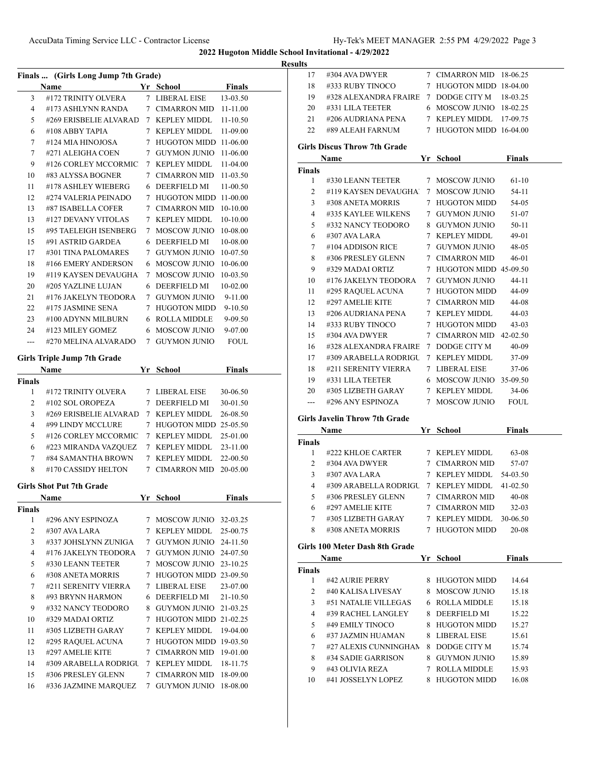**2022 Hugoton Middle School Invitational - 4/29/2022**

**Results**

### Finals ... (Girls Long Jump 7th Grade)

| | Name | Yr | School | Finals |
|---|---|---|---|---|
| 3 | #172 TRINITY OLVERA | 7 | LIBERAL EISE | 13-03.50 |
| 4 | #173 ASHLYNN RANDA | 7 | CIMARRON MID | 11-11.00 |
| 5 | #269 ERISBELIE ALVARAD | 7 | KEPLEY MIDDL | 11-10.50 |
| 6 | #108 ABBY TAPIA | 7 | KEPLEY MIDDL | 11-09.00 |
| 7 | #124 MIA HINOJOSA | 7 | HUGOTON MIDD | 11-06.00 |
| 7 | #271 ALEIGHA COEN | 7 | GUYMON JUNIO | 11-06.00 |
| 9 | #126 CORLEY MCCORMIC | 7 | KEPLEY MIDDL | 11-04.00 |
| 10 | #83 ALYSSA BOGNER | 7 | CIMARRON MID | 11-03.50 |
| 11 | #178 ASHLEY WIEBERG | 6 | DEERFIELD MI | 11-00.50 |
| 12 | #274 VALERIA PEINADO | 7 | HUGOTON MIDD | 11-00.00 |
| 13 | #87 ISABELLA COFER | 7 | CIMARRON MID | 10-10.00 |
| 13 | #127 DEVANY VITOLAS | 7 | KEPLEY MIDDL | 10-10.00 |
| 15 | #95 TAELEIGH ISENBERG | 7 | MOSCOW JUNIO | 10-08.00 |
| 15 | #91 ASTRID GARDEA | 6 | DEERFIELD MI | 10-08.00 |
| 17 | #301 TINA PALOMARES | 7 | GUYMON JUNIO | 10-07.50 |
| 18 | #166 EMERY ANDERSON | 6 | MOSCOW JUNIO | 10-06.00 |
| 19 | #119 KAYSEN DEVAUGHA | 7 | MOSCOW JUNIO | 10-03.50 |
| 20 | #205 YAZLINE LUJAN | 6 | DEERFIELD MI | 10-02.00 |
| 21 | #176 JAKELYN TEODORA | 7 | GUYMON JUNIO | 9-11.00 |
| 22 | #175 JASMINE SENA | 7 | HUGOTON MIDD | 9-10.50 |
| 23 | #100 ADYNN MILBURN | 6 | ROLLA MIDDLE | 9-09.50 |
| 24 | #123 MILEY GOMEZ | 6 | MOSCOW JUNIO | 9-07.00 |
| --- | #270 MELINA ALVARADO | 7 | GUYMON JUNIO | FOUL |

### Girls Triple Jump 7th Grade

| | Name | Yr | School | Finals |
|---|---|---|---|---|
| **Finals** | | | | |
| 1 | #172 TRINITY OLVERA | 7 | LIBERAL EISE | 30-06.50 |
| 2 | #102 SOL OROPEZA | 7 | DEERFIELD MI | 30-01.50 |
| 3 | #269 ERISBELIE ALVARAD | 7 | KEPLEY MIDDL | 26-08.50 |
| 4 | #99 LINDY MCCLURE | 7 | HUGOTON MIDD | 25-05.50 |
| 5 | #126 CORLEY MCCORMIC | 7 | KEPLEY MIDDL | 25-01.00 |
| 6 | #223 MIRANDA VAZQUEZ | 7 | KEPLEY MIDDL | 23-11.00 |
| 7 | #84 SAMANTHA BROWN | 7 | KEPLEY MIDDL | 22-00.50 |
| 8 | #170 CASSIDY HELTON | 7 | CIMARRON MID | 20-05.00 |

### Girls Shot Put 7th Grade

| | Name | Yr | School | Finals |
|---|---|---|---|---|
| **Finals** | | | | |
| 1 | #296 ANY ESPINOZA | 7 | MOSCOW JUNIO | 32-03.25 |
| 2 | #307 AVA LARA | 7 | KEPLEY MIDDL | 25-00.75 |
| 3 | #337 JOHSLYNN ZUNIGA | 7 | GUYMON JUNIO | 24-11.50 |
| 4 | #176 JAKELYN TEODORA | 7 | GUYMON JUNIO | 24-07.50 |
| 5 | #330 LEANN TEETER | 7 | MOSCOW JUNIO | 23-10.25 |
| 6 | #308 ANETA MORRIS | 7 | HUGOTON MIDD | 23-09.50 |
| 7 | #211 SERENITY VIERRA | 7 | LIBERAL EISE | 23-07.00 |
| 8 | #93 BRYNN HARMON | 6 | DEERFIELD MI | 21-10.50 |
| 9 | #332 NANCY TEODORO | 8 | GUYMON JUNIO | 21-03.25 |
| 10 | #329 MADAI ORTIZ | 7 | HUGOTON MIDD | 21-02.25 |
| 11 | #305 LIZBETH GARAY | 7 | KEPLEY MIDDL | 19-04.00 |
| 12 | #295 RAQUEL ACUNA | 7 | HUGOTON MIDD | 19-03.50 |
| 13 | #297 AMELIE KITE | 7 | CIMARRON MID | 19-01.00 |
| 14 | #309 ARABELLA RODRIGU | 7 | KEPLEY MIDDL | 18-11.75 |
| 15 | #306 PRESLEY GLENN | 7 | CIMARRON MID | 18-09.00 |
| 16 | #336 JAZMINE MARQUEZ | 7 | GUYMON JUNIO | 18-08.00 |
| 17 | #304 AVA DWYER | 7 | CIMARRON MID | 18-06.25 |
| 18 | #333 RUBY TINOCO | 7 | HUGOTON MIDD | 18-04.00 |
| 19 | #328 ALEXANDRA FRAIRE | 7 | DODGE CITY M | 18-03.25 |
| 20 | #331 LILA TEETER | 6 | MOSCOW JUNIO | 18-02.25 |
| 21 | #206 AUDRIANA PENA | 7 | KEPLEY MIDDL | 17-09.75 |
| 22 | #89 ALEAH FARNUM | 7 | HUGOTON MIDD | 16-04.00 |

### Girls Discus Throw 7th Grade

| | Name | Yr | School | Finals |
|---|---|---|---|---|
| **Finals** | | | | |
| 1 | #330 LEANN TEETER | 7 | MOSCOW JUNIO | 61-10 |
| 2 | #119 KAYSEN DEVAUGHA | 7 | MOSCOW JUNIO | 54-11 |
| 3 | #308 ANETA MORRIS | 7 | HUGOTON MIDD | 54-05 |
| 4 | #335 KAYLEE WILKENS | 7 | GUYMON JUNIO | 51-07 |
| 5 | #332 NANCY TEODORO | 8 | GUYMON JUNIO | 50-11 |
| 6 | #307 AVA LARA | 7 | KEPLEY MIDDL | 49-01 |
| 7 | #104 ADDISON RICE | 7 | GUYMON JUNIO | 48-05 |
| 8 | #306 PRESLEY GLENN | 7 | CIMARRON MID | 46-01 |
| 9 | #329 MADAI ORTIZ | 7 | HUGOTON MIDD | 45-09.50 |
| 10 | #176 JAKELYN TEODORA | 7 | GUYMON JUNIO | 44-11 |
| 11 | #295 RAQUEL ACUNA | 7 | HUGOTON MIDD | 44-09 |
| 12 | #297 AMELIE KITE | 7 | CIMARRON MID | 44-08 |
| 13 | #206 AUDRIANA PENA | 7 | KEPLEY MIDDL | 44-03 |
| 14 | #333 RUBY TINOCO | 7 | HUGOTON MIDD | 43-03 |
| 15 | #304 AVA DWYER | 7 | CIMARRON MID | 42-02.50 |
| 16 | #328 ALEXANDRA FRAIRE | 7 | DODGE CITY M | 40-09 |
| 17 | #309 ARABELLA RODRIGU | 7 | KEPLEY MIDDL | 37-09 |
| 18 | #211 SERENITY VIERRA | 7 | LIBERAL EISE | 37-06 |
| 19 | #331 LILA TEETER | 6 | MOSCOW JUNIO | 35-09.50 |
| 20 | #305 LIZBETH GARAY | 7 | KEPLEY MIDDL | 34-06 |
| --- | #296 ANY ESPINOZA | 7 | MOSCOW JUNIO | FOUL |

### Girls Javelin Throw 7th Grade

| | Name | Yr | School | Finals |
|---|---|---|---|---|
| **Finals** | | | | |
| 1 | #222 KHLOE CARTER | 7 | KEPLEY MIDDL | 63-08 |
| 2 | #304 AVA DWYER | 7 | CIMARRON MID | 57-07 |
| 3 | #307 AVA LARA | 7 | KEPLEY MIDDL | 54-03.50 |
| 4 | #309 ARABELLA RODRIGU | 7 | KEPLEY MIDDL | 41-02.50 |
| 5 | #306 PRESLEY GLENN | 7 | CIMARRON MID | 40-08 |
| 6 | #297 AMELIE KITE | 7 | CIMARRON MID | 32-03 |
| 7 | #305 LIZBETH GARAY | 7 | KEPLEY MIDDL | 30-06.50 |
| 8 | #308 ANETA MORRIS | 7 | HUGOTON MIDD | 20-08 |

### Girls 100 Meter Dash 8th Grade

| | Name | Yr | School | Finals |
|---|---|---|---|---|
| **Finals** | | | | |
| 1 | #42 AURIE PERRY | 8 | HUGOTON MIDD | 14.64 |
| 2 | #40 KALISA LIVESAY | 8 | MOSCOW JUNIO | 15.18 |
| 3 | #51 NATALIE VILLEGAS | 6 | ROLLA MIDDLE | 15.18 |
| 4 | #39 RACHEL LANGLEY | 8 | DEERFIELD MI | 15.22 |
| 5 | #49 EMILY TINOCO | 8 | HUGOTON MIDD | 15.27 |
| 6 | #37 JAZMIN HUAMAN | 8 | LIBERAL EISE | 15.61 |
| 7 | #27 ALEXIS CUNNINGHAM | 8 | DODGE CITY M | 15.74 |
| 8 | #34 SADIE GARRISON | 8 | GUYMON JUNIO | 15.89 |
| 9 | #43 OLIVIA REZA | 7 | ROLLA MIDDLE | 15.93 |
| 10 | #41 JOSSELYN LOPEZ | 8 | HUGOTON MIDD | 16.08 |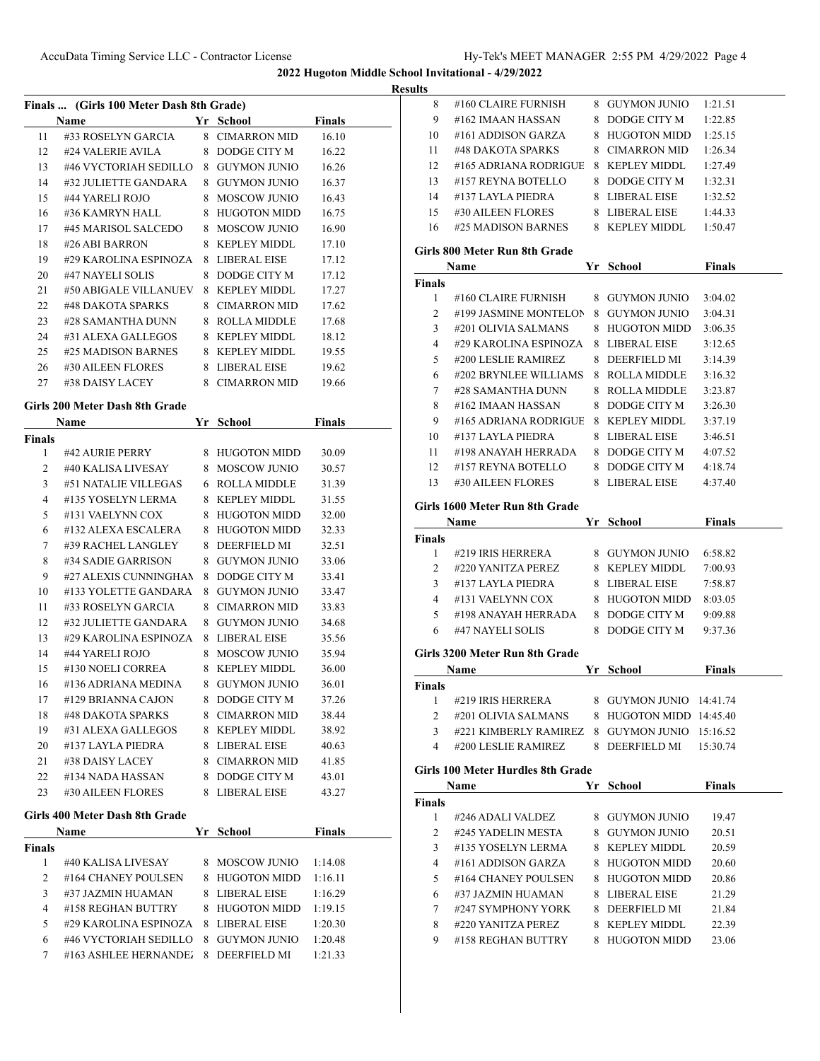## 2022 Hugoton Middle School Invitational - 4/29/2022

### Results

#### Finals ... (Girls 100 Meter Dash 8th Grade)

| | Name | Yr | School | Finals |
|---|---|---|---|---|
| 11 | #33 ROSELYN GARCIA | 8 | CIMARRON MID | 16.10 |
| 12 | #24 VALERIE AVILA | 8 | DODGE CITY M | 16.22 |
| 13 | #46 VYCTORIAH SEDILLO | 8 | GUYMON JUNIO | 16.26 |
| 14 | #32 JULIETTE GANDARA | 8 | GUYMON JUNIO | 16.37 |
| 15 | #44 YARELI ROJO | 8 | MOSCOW JUNIO | 16.43 |
| 16 | #36 KAMRYN HALL | 8 | HUGOTON MIDD | 16.75 |
| 17 | #45 MARISOL SALCEDO | 8 | MOSCOW JUNIO | 16.90 |
| 18 | #26 ABI BARRON | 8 | KEPLEY MIDDL | 17.10 |
| 19 | #29 KAROLINA ESPINOZA | 8 | LIBERAL EISE | 17.12 |
| 20 | #47 NAYELI SOLIS | 8 | DODGE CITY M | 17.12 |
| 21 | #50 ABIGALE VILLANUEV | 8 | KEPLEY MIDDL | 17.27 |
| 22 | #48 DAKOTA SPARKS | 8 | CIMARRON MID | 17.62 |
| 23 | #28 SAMANTHA DUNN | 8 | ROLLA MIDDLE | 17.68 |
| 24 | #31 ALEXA GALLEGOS | 8 | KEPLEY MIDDL | 18.12 |
| 25 | #25 MADISON BARNES | 8 | KEPLEY MIDDL | 19.55 |
| 26 | #30 AILEEN FLORES | 8 | LIBERAL EISE | 19.62 |
| 27 | #38 DAISY LACEY | 8 | CIMARRON MID | 19.66 |

#### Girls 200 Meter Dash 8th Grade

| | Name | Yr | School | Finals |
|---|---|---|---|---|
| **Finals** | | | | |
| 1 | #42 AURIE PERRY | 8 | HUGOTON MIDD | 30.09 |
| 2 | #40 KALISA LIVESAY | 8 | MOSCOW JUNIO | 30.57 |
| 3 | #51 NATALIE VILLEGAS | 6 | ROLLA MIDDLE | 31.39 |
| 4 | #135 YOSELYN LERMA | 8 | KEPLEY MIDDL | 31.55 |
| 5 | #131 VAELYNN COX | 8 | HUGOTON MIDD | 32.00 |
| 6 | #132 ALEXA ESCALERA | 8 | HUGOTON MIDD | 32.33 |
| 7 | #39 RACHEL LANGLEY | 8 | DEERFIELD MI | 32.51 |
| 8 | #34 SADIE GARRISON | 8 | GUYMON JUNIO | 33.06 |
| 9 | #27 ALEXIS CUNNINGHAM | 8 | DODGE CITY M | 33.41 |
| 10 | #133 YOLETTE GANDARA | 8 | GUYMON JUNIO | 33.47 |
| 11 | #33 ROSELYN GARCIA | 8 | CIMARRON MID | 33.83 |
| 12 | #32 JULIETTE GANDARA | 8 | GUYMON JUNIO | 34.68 |
| 13 | #29 KAROLINA ESPINOZA | 8 | LIBERAL EISE | 35.56 |
| 14 | #44 YARELI ROJO | 8 | MOSCOW JUNIO | 35.94 |
| 15 | #130 NOELI CORREA | 8 | KEPLEY MIDDL | 36.00 |
| 16 | #136 ADRIANA MEDINA | 8 | GUYMON JUNIO | 36.01 |
| 17 | #129 BRIANNA CAJON | 8 | DODGE CITY M | 37.26 |
| 18 | #48 DAKOTA SPARKS | 8 | CIMARRON MID | 38.44 |
| 19 | #31 ALEXA GALLEGOS | 8 | KEPLEY MIDDL | 38.92 |
| 20 | #137 LAYLA PIEDRA | 8 | LIBERAL EISE | 40.63 |
| 21 | #38 DAISY LACEY | 8 | CIMARRON MID | 41.85 |
| 22 | #134 NADA HASSAN | 8 | DODGE CITY M | 43.01 |
| 23 | #30 AILEEN FLORES | 8 | LIBERAL EISE | 43.27 |

#### Girls 400 Meter Dash 8th Grade

| | Name | Yr | School | Finals |
|---|---|---|---|---|
| **Finals** | | | | |
| 1 | #40 KALISA LIVESAY | 8 | MOSCOW JUNIO | 1:14.08 |
| 2 | #164 CHANEY POULSEN | 8 | HUGOTON MIDD | 1:16.11 |
| 3 | #37 JAZMIN HUAMAN | 8 | LIBERAL EISE | 1:16.29 |
| 4 | #158 REGHAN BUTTRY | 8 | HUGOTON MIDD | 1:19.15 |
| 5 | #29 KAROLINA ESPINOZA | 8 | LIBERAL EISE | 1:20.30 |
| 6 | #46 VYCTORIAH SEDILLO | 8 | GUYMON JUNIO | 1:20.48 |
| 7 | #163 ASHLEE HERNANDEZ | 8 | DEERFIELD MI | 1:21.33 |
| 8 | #160 CLAIRE FURNISH | 8 | GUYMON JUNIO | 1:21.51 |
| 9 | #162 IMAAN HASSAN | 8 | DODGE CITY M | 1:22.85 |
| 10 | #161 ADDISON GARZA | 8 | HUGOTON MIDD | 1:25.15 |
| 11 | #48 DAKOTA SPARKS | 8 | CIMARRON MID | 1:26.34 |
| 12 | #165 ADRIANA RODRIGUE | 8 | KEPLEY MIDDL | 1:27.49 |
| 13 | #157 REYNA BOTELLO | 8 | DODGE CITY M | 1:32.31 |
| 14 | #137 LAYLA PIEDRA | 8 | LIBERAL EISE | 1:32.52 |
| 15 | #30 AILEEN FLORES | 8 | LIBERAL EISE | 1:44.33 |
| 16 | #25 MADISON BARNES | 8 | KEPLEY MIDDL | 1:50.47 |

#### Girls 800 Meter Run 8th Grade

| | Name | Yr | School | Finals |
|---|---|---|---|---|
| **Finals** | | | | |
| 1 | #160 CLAIRE FURNISH | 8 | GUYMON JUNIO | 3:04.02 |
| 2 | #199 JASMINE MONTELON | 8 | GUYMON JUNIO | 3:04.31 |
| 3 | #201 OLIVIA SALMANS | 8 | HUGOTON MIDD | 3:06.35 |
| 4 | #29 KAROLINA ESPINOZA | 8 | LIBERAL EISE | 3:12.65 |
| 5 | #200 LESLIE RAMIREZ | 8 | DEERFIELD MI | 3:14.39 |
| 6 | #202 BRYNLEE WILLIAMS | 8 | ROLLA MIDDLE | 3:16.32 |
| 7 | #28 SAMANTHA DUNN | 8 | ROLLA MIDDLE | 3:23.87 |
| 8 | #162 IMAAN HASSAN | 8 | DODGE CITY M | 3:26.30 |
| 9 | #165 ADRIANA RODRIGUE | 8 | KEPLEY MIDDL | 3:37.19 |
| 10 | #137 LAYLA PIEDRA | 8 | LIBERAL EISE | 3:46.51 |
| 11 | #198 ANAYAH HERRADA | 8 | DODGE CITY M | 4:07.52 |
| 12 | #157 REYNA BOTELLO | 8 | DODGE CITY M | 4:18.74 |
| 13 | #30 AILEEN FLORES | 8 | LIBERAL EISE | 4:37.40 |

#### Girls 1600 Meter Run 8th Grade

| | Name | Yr | School | Finals |
|---|---|---|---|---|
| **Finals** | | | | |
| 1 | #219 IRIS HERRERA | 8 | GUYMON JUNIO | 6:58.82 |
| 2 | #220 YANITZA PEREZ | 8 | KEPLEY MIDDL | 7:00.93 |
| 3 | #137 LAYLA PIEDRA | 8 | LIBERAL EISE | 7:58.87 |
| 4 | #131 VAELYNN COX | 8 | HUGOTON MIDD | 8:03.05 |
| 5 | #198 ANAYAH HERRADA | 8 | DODGE CITY M | 9:09.88 |
| 6 | #47 NAYELI SOLIS | 8 | DODGE CITY M | 9:37.36 |

#### Girls 3200 Meter Run 8th Grade

| | Name | Yr | School | Finals |
|---|---|---|---|---|
| **Finals** | | | | |
| 1 | #219 IRIS HERRERA | 8 | GUYMON JUNIO | 14:41.74 |
| 2 | #201 OLIVIA SALMANS | 8 | HUGOTON MIDD | 14:45.40 |
| 3 | #221 KIMBERLY RAMIREZ | 8 | GUYMON JUNIO | 15:16.52 |
| 4 | #200 LESLIE RAMIREZ | 8 | DEERFIELD MI | 15:30.74 |

#### Girls 100 Meter Hurdles 8th Grade

| | Name | Yr | School | Finals |
|---|---|---|---|---|
| **Finals** | | | | |
| 1 | #246 ADALI VALDEZ | 8 | GUYMON JUNIO | 19.47 |
| 2 | #245 YADELIN MESTA | 8 | GUYMON JUNIO | 20.51 |
| 3 | #135 YOSELYN LERMA | 8 | KEPLEY MIDDL | 20.59 |
| 4 | #161 ADDISON GARZA | 8 | HUGOTON MIDD | 20.60 |
| 5 | #164 CHANEY POULSEN | 8 | HUGOTON MIDD | 20.86 |
| 6 | #37 JAZMIN HUAMAN | 8 | LIBERAL EISE | 21.29 |
| 7 | #247 SYMPHONY YORK | 8 | DEERFIELD MI | 21.84 |
| 8 | #220 YANITZA PEREZ | 8 | KEPLEY MIDDL | 22.39 |
| 9 | #158 REGHAN BUTTRY | 8 | HUGOTON MIDD | 23.06 |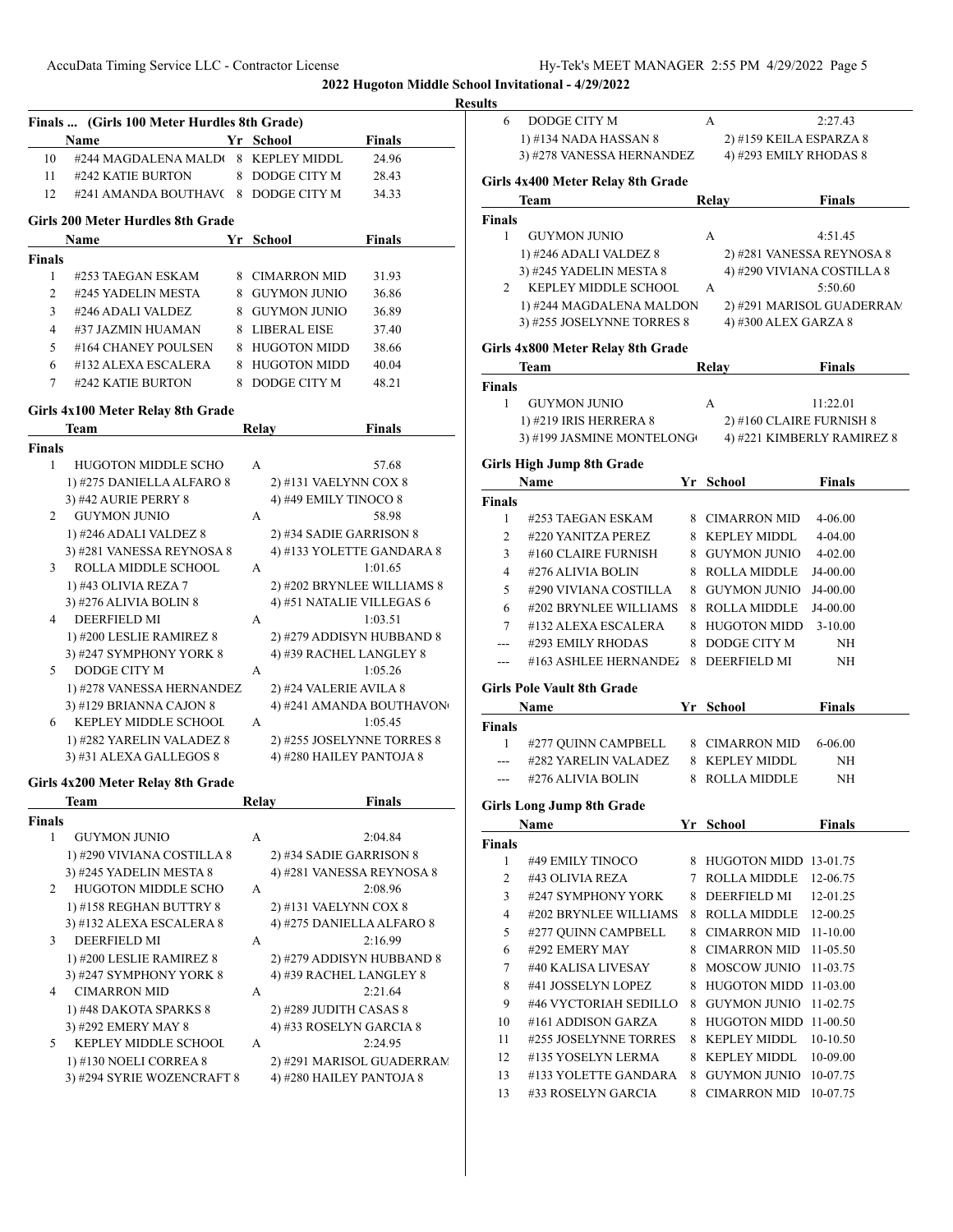## 2022 Hugoton Middle School Invitational - 4/29/2022

### Results

**Finals ... (Girls 100 Meter Hurdles 8th Grade)**

| | Name | Yr | School | Finals |
|---|---|---|---|---|
| 10 | #244 MAGDALENA MALD( | 8 | KEPLEY MIDDL | 24.96 |
| 11 | #242 KATIE BURTON | 8 | DODGE CITY M | 28.43 |
| 12 | #241 AMANDA BOUTHAV( | 8 | DODGE CITY M | 34.33 |

### Girls 200 Meter Hurdles 8th Grade

| | Name | Yr | School | Finals |
|---|---|---|---|---|
| **Finals** | | | | |
| 1 | #253 TAEGAN ESKAM | 8 | CIMARRON MID | 31.93 |
| 2 | #245 YADELIN MESTA | 8 | GUYMON JUNIO | 36.86 |
| 3 | #246 ADALI VALDEZ | 8 | GUYMON JUNIO | 36.89 |
| 4 | #37 JAZMIN HUAMAN | 8 | LIBERAL EISE | 37.40 |
| 5 | #164 CHANEY POULSEN | 8 | HUGOTON MIDD | 38.66 |
| 6 | #132 ALEXA ESCALERA | 8 | HUGOTON MIDD | 40.04 |
| 7 | #242 KATIE BURTON | 8 | DODGE CITY M | 48.21 |

### Girls 4x100 Meter Relay 8th Grade

| | Team | Relay | Finals |
|---|---|---|---|
| **Finals** | | | |
| 1 | HUGOTON MIDDLE SCHO | A | 57.68 |
| | 1) #275 DANIELLA ALFARO 8 | 2) #131 VAELYNN COX 8 | |
| | 3) #42 AURIE PERRY 8 | 4) #49 EMILY TINOCO 8 | |
| 2 | GUYMON JUNIO | A | 58.98 |
| | 1) #246 ADALI VALDEZ 8 | 2) #34 SADIE GARRISON 8 | |
| | 3) #281 VANESSA REYNOSA 8 | 4) #133 YOLETTE GANDARA 8 | |
| 3 | ROLLA MIDDLE SCHOOL | A | 1:01.65 |
| | 1) #43 OLIVIA REZA 7 | 2) #202 BRYNLEE WILLIAMS 8 | |
| | 3) #276 ALIVIA BOLIN 8 | 4) #51 NATALIE VILLEGAS 6 | |
| 4 | DEERFIELD MI | A | 1:03.51 |
| | 1) #200 LESLIE RAMIREZ 8 | 2) #279 ADDISYN HUBBAND 8 | |
| | 3) #247 SYMPHONY YORK 8 | 4) #39 RACHEL LANGLEY 8 | |
| 5 | DODGE CITY M | A | 1:05.26 |
| | 1) #278 VANESSA HERNANDEZ | 2) #24 VALERIE AVILA 8 | |
| | 3) #129 BRIANNA CAJON 8 | 4) #241 AMANDA BOUTHAVON( | |
| 6 | KEPLEY MIDDLE SCHOOL | A | 1:05.45 |
| | 1) #282 YARELIN VALADEZ 8 | 2) #255 JOSELYNNE TORRES 8 | |
| | 3) #31 ALEXA GALLEGOS 8 | 4) #280 HAILEY PANTOJA 8 | |

### Girls 4x200 Meter Relay 8th Grade

| | Team | Relay | Finals |
|---|---|---|---|
| **Finals** | | | |
| 1 | GUYMON JUNIO | A | 2:04.84 |
| | 1) #290 VIVIANA COSTILLA 8 | 2) #34 SADIE GARRISON 8 | |
| | 3) #245 YADELIN MESTA 8 | 4) #281 VANESSA REYNOSA 8 | |
| 2 | HUGOTON MIDDLE SCHO | A | 2:08.96 |
| | 1) #158 REGHAN BUTTRY 8 | 2) #131 VAELYNN COX 8 | |
| | 3) #132 ALEXA ESCALERA 8 | 4) #275 DANIELLA ALFARO 8 | |
| 3 | DEERFIELD MI | A | 2:16.99 |
| | 1) #200 LESLIE RAMIREZ 8 | 2) #279 ADDISYN HUBBAND 8 | |
| | 3) #247 SYMPHONY YORK 8 | 4) #39 RACHEL LANGLEY 8 | |
| 4 | CIMARRON MID | A | 2:21.64 |
| | 1) #48 DAKOTA SPARKS 8 | 2) #289 JUDITH CASAS 8 | |
| | 3) #292 EMERY MAY 8 | 4) #33 ROSELYN GARCIA 8 | |
| 5 | KEPLEY MIDDLE SCHOOL | A | 2:24.95 |
| | 1) #130 NOELI CORREA 8 | 2) #291 MARISOL GUADERRAM | |
| | 3) #294 SYRIE WOZENCRAFT 8 | 4) #280 HAILEY PANTOJA 8 | |
| 6 | DODGE CITY M | A | 2:27.43 |
| | 1) #134 NADA HASSAN 8 | 2) #159 KEILA ESPARZA 8 | |
| | 3) #278 VANESSA HERNANDEZ | 4) #293 EMILY RHODAS 8 | |

### Girls 4x400 Meter Relay 8th Grade

| | Team | Relay | Finals |
|---|---|---|---|
| **Finals** | | | |
| 1 | GUYMON JUNIO | A | 4:51.45 |
| | 1) #246 ADALI VALDEZ 8 | 2) #281 VANESSA REYNOSA 8 | |
| | 3) #245 YADELIN MESTA 8 | 4) #290 VIVIANA COSTILLA 8 | |
| 2 | KEPLEY MIDDLE SCHOOL | A | 5:50.60 |
| | 1) #244 MAGDALENA MALDON | 2) #291 MARISOL GUADERRAM | |
| | 3) #255 JOSELYNNE TORRES 8 | 4) #300 ALEX GARZA 8 | |

### Girls 4x800 Meter Relay 8th Grade

| | Team | Relay | Finals |
|---|---|---|---|
| **Finals** | | | |
| 1 | GUYMON JUNIO | A | 11:22.01 |
| | 1) #219 IRIS HERRERA 8 | 2) #160 CLAIRE FURNISH 8 | |
| | 3) #199 JASMINE MONTELONG( | 4) #221 KIMBERLY RAMIREZ 8 | |

### Girls High Jump 8th Grade

| | Name | Yr | School | Finals |
|---|---|---|---|---|
| **Finals** | | | | |
| 1 | #253 TAEGAN ESKAM | 8 | CIMARRON MID | 4-06.00 |
| 2 | #220 YANITZA PEREZ | 8 | KEPLEY MIDDL | 4-04.00 |
| 3 | #160 CLAIRE FURNISH | 8 | GUYMON JUNIO | 4-02.00 |
| 4 | #276 ALIVIA BOLIN | 8 | ROLLA MIDDLE | J4-00.00 |
| 5 | #290 VIVIANA COSTILLA | 8 | GUYMON JUNIO | J4-00.00 |
| 6 | #202 BRYNLEE WILLIAMS | 8 | ROLLA MIDDLE | J4-00.00 |
| 7 | #132 ALEXA ESCALERA | 8 | HUGOTON MIDD | 3-10.00 |
| --- | #293 EMILY RHODAS | 8 | DODGE CITY M | NH |
| --- | #163 ASHLEE HERNANDEZ | 8 | DEERFIELD MI | NH |

### Girls Pole Vault 8th Grade

| | Name | Yr | School | Finals |
|---|---|---|---|---|
| **Finals** | | | | |
| 1 | #277 QUINN CAMPBELL | 8 | CIMARRON MID | 6-06.00 |
| --- | #282 YARELIN VALADEZ | 8 | KEPLEY MIDDL | NH |
| --- | #276 ALIVIA BOLIN | 8 | ROLLA MIDDLE | NH |

### Girls Long Jump 8th Grade

| | Name | Yr | School | Finals |
|---|---|---|---|---|
| **Finals** | | | | |
| 1 | #49 EMILY TINOCO | 8 | HUGOTON MIDD | 13-01.75 |
| 2 | #43 OLIVIA REZA | 7 | ROLLA MIDDLE | 12-06.75 |
| 3 | #247 SYMPHONY YORK | 8 | DEERFIELD MI | 12-01.25 |
| 4 | #202 BRYNLEE WILLIAMS | 8 | ROLLA MIDDLE | 12-00.25 |
| 5 | #277 QUINN CAMPBELL | 8 | CIMARRON MID | 11-10.00 |
| 6 | #292 EMERY MAY | 8 | CIMARRON MID | 11-05.50 |
| 7 | #40 KALISA LIVESAY | 8 | MOSCOW JUNIO | 11-03.75 |
| 8 | #41 JOSSELYN LOPEZ | 8 | HUGOTON MIDD | 11-03.00 |
| 9 | #46 VYCTORIAH SEDILLO | 8 | GUYMON JUNIO | 11-02.75 |
| 10 | #161 ADDISON GARZA | 8 | HUGOTON MIDD | 11-00.50 |
| 11 | #255 JOSELYNNE TORRES | 8 | KEPLEY MIDDL | 10-10.50 |
| 12 | #135 YOSELYN LERMA | 8 | KEPLEY MIDDL | 10-09.00 |
| 13 | #133 YOLETTE GANDARA | 8 | GUYMON JUNIO | 10-07.75 |
| 13 | #33 ROSELYN GARCIA | 8 | CIMARRON MID | 10-07.75 |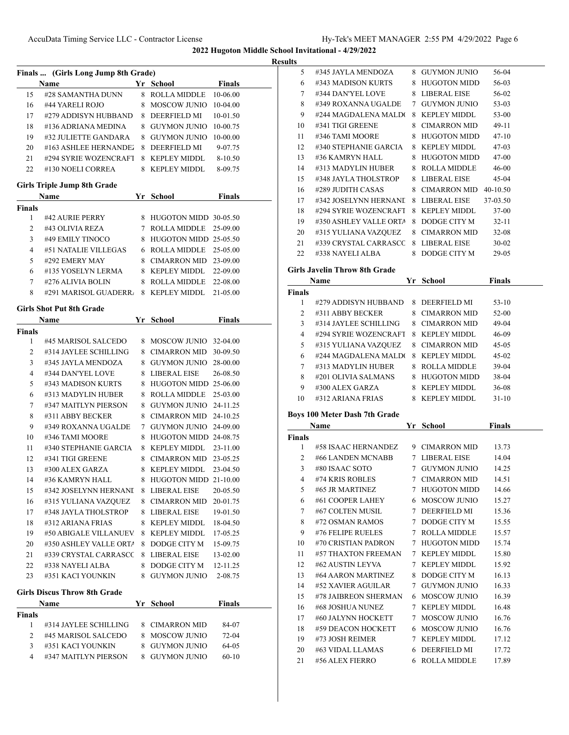## 2022 Hugoton Middle School Invitational - 4/29/2022

### Results

### Finals ... (Girls Long Jump 8th Grade)

| | Name | Yr | School | Finals |
|---|---|---|---|---|
| 15 | #28 SAMANTHA DUNN | 8 | ROLLA MIDDLE | 10-06.00 |
| 16 | #44 YARELI ROJO | 8 | MOSCOW JUNIO | 10-04.00 |
| 17 | #279 ADDISYN HUBBAND | 8 | DEERFIELD MI | 10-01.50 |
| 18 | #136 ADRIANA MEDINA | 8 | GUYMON JUNIO | 10-00.75 |
| 19 | #32 JULIETTE GANDARA | 8 | GUYMON JUNIO | 10-00.00 |
| 20 | #163 ASHLEE HERNANDEZ | 8 | DEERFIELD MI | 9-07.75 |
| 21 | #294 SYRIE WOZENCRAFT | 8 | KEPLEY MIDDL | 8-10.50 |
| 22 | #130 NOELI CORREA | 8 | KEPLEY MIDDL | 8-09.75 |

### Girls Triple Jump 8th Grade

| | Name | Yr | School | Finals |
|---|---|---|---|---|
| **Finals** | | | | |
| 1 | #42 AURIE PERRY | 8 | HUGOTON MIDD | 30-05.50 |
| 2 | #43 OLIVIA REZA | 7 | ROLLA MIDDLE | 25-09.00 |
| 3 | #49 EMILY TINOCO | 8 | HUGOTON MIDD | 25-05.50 |
| 4 | #51 NATALIE VILLEGAS | 6 | ROLLA MIDDLE | 25-05.00 |
| 5 | #292 EMERY MAY | 8 | CIMARRON MID | 23-09.00 |
| 6 | #135 YOSELYN LERMA | 8 | KEPLEY MIDDL | 22-09.00 |
| 7 | #276 ALIVIA BOLIN | 8 | ROLLA MIDDLE | 22-08.00 |
| 8 | #291 MARISOL GUADERRA | 8 | KEPLEY MIDDL | 21-05.00 |

### Girls Shot Put 8th Grade

| | Name | Yr | School | Finals |
|---|---|---|---|---|
| **Finals** | | | | |
| 1 | #45 MARISOL SALCEDO | 8 | MOSCOW JUNIO | 32-04.00 |
| 2 | #314 JAYLEE SCHILLING | 8 | CIMARRON MID | 30-09.50 |
| 3 | #345 JAYLA MENDOZA | 8 | GUYMON JUNIO | 28-00.00 |
| 4 | #344 DAN'YEL LOVE | 8 | LIBERAL EISE | 26-08.50 |
| 5 | #343 MADISON KURTS | 8 | HUGOTON MIDD | 25-06.00 |
| 6 | #313 MADYLIN HUBER | 8 | ROLLA MIDDLE | 25-03.00 |
| 7 | #347 MAITLYN PIERSON | 8 | GUYMON JUNIO | 24-11.25 |
| 8 | #311 ABBY BECKER | 8 | CIMARRON MID | 24-10.25 |
| 9 | #349 ROXANNA UGALDE | 7 | GUYMON JUNIO | 24-09.00 |
| 10 | #346 TAMI MOORE | 8 | HUGOTON MIDD | 24-08.75 |
| 11 | #340 STEPHANIE GARCIA | 8 | KEPLEY MIDDL | 23-11.00 |
| 12 | #341 TIGI GREENE | 8 | CIMARRON MID | 23-05.25 |
| 13 | #300 ALEX GARZA | 8 | KEPLEY MIDDL | 23-04.50 |
| 14 | #36 KAMRYN HALL | 8 | HUGOTON MIDD | 21-10.00 |
| 15 | #342 JOSELYNN HERNANI | 8 | LIBERAL EISE | 20-05.50 |
| 16 | #315 YULIANA VAZQUEZ | 8 | CIMARRON MID | 20-01.75 |
| 17 | #348 JAYLA THOLSTROP | 8 | LIBERAL EISE | 19-01.50 |
| 18 | #312 ARIANA FRIAS | 8 | KEPLEY MIDDL | 18-04.50 |
| 19 | #50 ABIGALE VILLANUEV | 8 | KEPLEY MIDDL | 17-05.25 |
| 20 | #350 ASHLEY VALLE ORTA | 8 | DODGE CITY M | 15-09.75 |
| 21 | #339 CRYSTAL CARRASCO | 8 | LIBERAL EISE | 13-02.00 |
| 22 | #338 NAYELI ALBA | 8 | DODGE CITY M | 12-11.25 |
| 23 | #351 KACI YOUNKIN | 8 | GUYMON JUNIO | 2-08.75 |

### Girls Discus Throw 8th Grade

| | Name | Yr | School | Finals |
|---|---|---|---|---|
| **Finals** | | | | |
| 1 | #314 JAYLEE SCHILLING | 8 | CIMARRON MID | 84-07 |
| 2 | #45 MARISOL SALCEDO | 8 | MOSCOW JUNIO | 72-04 |
| 3 | #351 KACI YOUNKIN | 8 | GUYMON JUNIO | 64-05 |
| 4 | #347 MAITLYN PIERSON | 8 | GUYMON JUNIO | 60-10 |
| 5 | #345 JAYLA MENDOZA | 8 | GUYMON JUNIO | 56-04 |
| 6 | #343 MADISON KURTS | 8 | HUGOTON MIDD | 56-03 |
| 7 | #344 DAN'YEL LOVE | 8 | LIBERAL EISE | 56-02 |
| 8 | #349 ROXANNA UGALDE | 7 | GUYMON JUNIO | 53-03 |
| 9 | #244 MAGDALENA MALDO | 8 | KEPLEY MIDDL | 53-00 |
| 10 | #341 TIGI GREENE | 8 | CIMARRON MID | 49-11 |
| 11 | #346 TAMI MOORE | 8 | HUGOTON MIDD | 47-10 |
| 12 | #340 STEPHANIE GARCIA | 8 | KEPLEY MIDDL | 47-03 |
| 13 | #36 KAMRYN HALL | 8 | HUGOTON MIDD | 47-00 |
| 14 | #313 MADYLIN HUBER | 8 | ROLLA MIDDLE | 46-00 |
| 15 | #348 JAYLA THOLSTROP | 8 | LIBERAL EISE | 45-04 |
| 16 | #289 JUDITH CASAS | 8 | CIMARRON MID | 40-10.50 |
| 17 | #342 JOSELYNN HERNANI | 8 | LIBERAL EISE | 37-03.50 |
| 18 | #294 SYRIE WOZENCRAFT | 8 | KEPLEY MIDDL | 37-00 |
| 19 | #350 ASHLEY VALLE ORTA | 8 | DODGE CITY M | 32-11 |
| 20 | #315 YULIANA VAZQUEZ | 8 | CIMARRON MID | 32-08 |
| 21 | #339 CRYSTAL CARRASCO | 8 | LIBERAL EISE | 30-02 |
| 22 | #338 NAYELI ALBA | 8 | DODGE CITY M | 29-05 |

### Girls Javelin Throw 8th Grade

| | Name | Yr | School | Finals |
|---|---|---|---|---|
| **Finals** | | | | |
| 1 | #279 ADDISYN HUBBAND | 8 | DEERFIELD MI | 53-10 |
| 2 | #311 ABBY BECKER | 8 | CIMARRON MID | 52-00 |
| 3 | #314 JAYLEE SCHILLING | 8 | CIMARRON MID | 49-04 |
| 4 | #294 SYRIE WOZENCRAFT | 8 | KEPLEY MIDDL | 46-09 |
| 5 | #315 YULIANA VAZQUEZ | 8 | CIMARRON MID | 45-05 |
| 6 | #244 MAGDALENA MALDO | 8 | KEPLEY MIDDL | 45-02 |
| 7 | #313 MADYLIN HUBER | 8 | ROLLA MIDDLE | 39-04 |
| 8 | #201 OLIVIA SALMANS | 8 | HUGOTON MIDD | 38-04 |
| 9 | #300 ALEX GARZA | 8 | KEPLEY MIDDL | 36-08 |
| 10 | #312 ARIANA FRIAS | 8 | KEPLEY MIDDL | 31-10 |

### Boys 100 Meter Dash 7th Grade

| | Name | Yr | School | Finals |
|---|---|---|---|---|
| **Finals** | | | | |
| 1 | #58 ISAAC HERNANDEZ | 9 | CIMARRON MID | 13.73 |
| 2 | #66 LANDEN MCNABB | 7 | LIBERAL EISE | 14.04 |
| 3 | #80 ISAAC SOTO | 7 | GUYMON JUNIO | 14.25 |
| 4 | #74 KRIS ROBLES | 7 | CIMARRON MID | 14.51 |
| 5 | #65 JR MARTINEZ | 7 | HUGOTON MIDD | 14.66 |
| 6 | #61 COOPER LAHEY | 6 | MOSCOW JUNIO | 15.27 |
| 7 | #67 COLTEN MUSIL | 7 | DEERFIELD MI | 15.36 |
| 8 | #72 OSMAN RAMOS | 7 | DODGE CITY M | 15.55 |
| 9 | #76 FELIPE RUELES | 7 | ROLLA MIDDLE | 15.57 |
| 10 | #70 CRISTIAN PADRON | 7 | HUGOTON MIDD | 15.74 |
| 11 | #57 THAXTON FREEMAN | 7 | KEPLEY MIDDL | 15.80 |
| 12 | #62 AUSTIN LEYVA | 7 | KEPLEY MIDDL | 15.92 |
| 13 | #64 AARON MARTINEZ | 8 | DODGE CITY M | 16.13 |
| 14 | #52 XAVIER AGUILAR | 7 | GUYMON JUNIO | 16.33 |
| 15 | #78 JAIBREON SHERMAN | 6 | MOSCOW JUNIO | 16.39 |
| 16 | #68 JOSHUA NUNEZ | 7 | KEPLEY MIDDL | 16.48 |
| 17 | #60 JALYNN HOCKETT | 7 | MOSCOW JUNIO | 16.76 |
| 18 | #59 DEACON HOCKETT | 6 | MOSCOW JUNIO | 16.76 |
| 19 | #73 JOSH REIMER | 7 | KEPLEY MIDDL | 17.12 |
| 20 | #63 VIDAL LLAMAS | 6 | DEERFIELD MI | 17.72 |
| 21 | #56 ALEX FIERRO | 6 | ROLLA MIDDLE | 17.89 |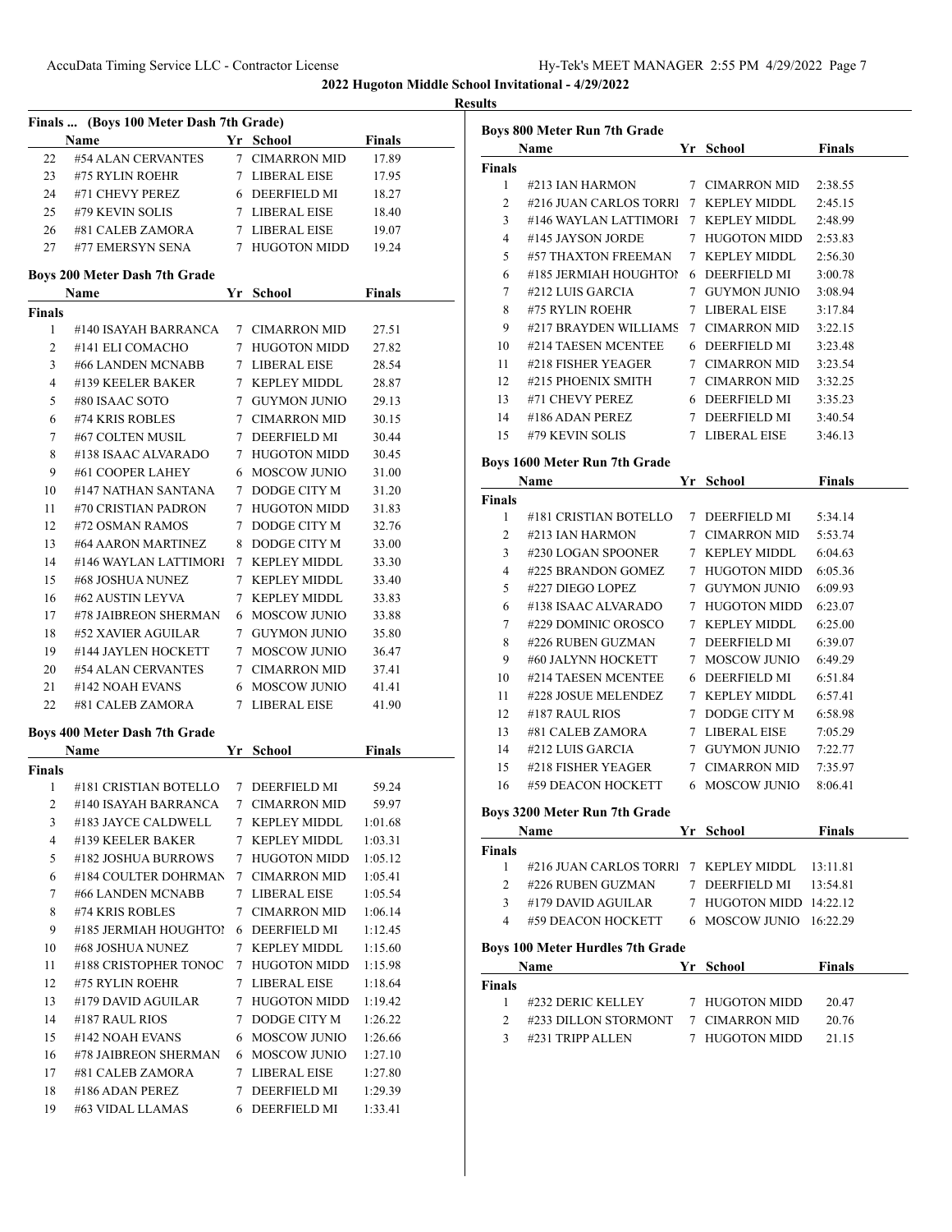**2022 Hugoton Middle School Invitational - 4/29/2022**

**Results**

### Finals ... (Boys 100 Meter Dash 7th Grade)

| | Name | Yr | School | Finals |
|---|---|---|---|---|
| 22 | #54 ALAN CERVANTES | 7 | CIMARRON MID | 17.89 |
| 23 | #75 RYLIN ROEHR | 7 | LIBERAL EISE | 17.95 |
| 24 | #71 CHEVY PEREZ | 6 | DEERFIELD MI | 18.27 |
| 25 | #79 KEVIN SOLIS | 7 | LIBERAL EISE | 18.40 |
| 26 | #81 CALEB ZAMORA | 7 | LIBERAL EISE | 19.07 |
| 27 | #77 EMERSYN SENA | 7 | HUGOTON MIDD | 19.24 |

### Boys 200 Meter Dash 7th Grade

| | Name | Yr | School | Finals |
|---|---|---|---|---|
| **Finals** | | | | |
| 1 | #140 ISAYAH BARRANCA | 7 | CIMARRON MID | 27.51 |
| 2 | #141 ELI COMACHO | 7 | HUGOTON MIDD | 27.82 |
| 3 | #66 LANDEN MCNABB | 7 | LIBERAL EISE | 28.54 |
| 4 | #139 KEELER BAKER | 7 | KEPLEY MIDDL | 28.87 |
| 5 | #80 ISAAC SOTO | 7 | GUYMON JUNIO | 29.13 |
| 6 | #74 KRIS ROBLES | 7 | CIMARRON MID | 30.15 |
| 7 | #67 COLTEN MUSIL | 7 | DEERFIELD MI | 30.44 |
| 8 | #138 ISAAC ALVARADO | 7 | HUGOTON MIDD | 30.45 |
| 9 | #61 COOPER LAHEY | 6 | MOSCOW JUNIO | 31.00 |
| 10 | #147 NATHAN SANTANA | 7 | DODGE CITY M | 31.20 |
| 11 | #70 CRISTIAN PADRON | 7 | HUGOTON MIDD | 31.83 |
| 12 | #72 OSMAN RAMOS | 7 | DODGE CITY M | 32.76 |
| 13 | #64 AARON MARTINEZ | 8 | DODGE CITY M | 33.00 |
| 14 | #146 WAYLAN LATTIMORI | 7 | KEPLEY MIDDL | 33.30 |
| 15 | #68 JOSHUA NUNEZ | 7 | KEPLEY MIDDL | 33.40 |
| 16 | #62 AUSTIN LEYVA | 7 | KEPLEY MIDDL | 33.83 |
| 17 | #78 JAIBREON SHERMAN | 6 | MOSCOW JUNIO | 33.88 |
| 18 | #52 XAVIER AGUILAR | 7 | GUYMON JUNIO | 35.80 |
| 19 | #144 JAYLEN HOCKETT | 7 | MOSCOW JUNIO | 36.47 |
| 20 | #54 ALAN CERVANTES | 7 | CIMARRON MID | 37.41 |
| 21 | #142 NOAH EVANS | 6 | MOSCOW JUNIO | 41.41 |
| 22 | #81 CALEB ZAMORA | 7 | LIBERAL EISE | 41.90 |

### Boys 400 Meter Dash 7th Grade

| | Name | Yr | School | Finals |
|---|---|---|---|---|
| **Finals** | | | | |
| 1 | #181 CRISTIAN BOTELLO | 7 | DEERFIELD MI | 59.24 |
| 2 | #140 ISAYAH BARRANCA | 7 | CIMARRON MID | 59.97 |
| 3 | #183 JAYCE CALDWELL | 7 | KEPLEY MIDDL | 1:01.68 |
| 4 | #139 KEELER BAKER | 7 | KEPLEY MIDDL | 1:03.31 |
| 5 | #182 JOSHUA BURROWS | 7 | HUGOTON MIDD | 1:05.12 |
| 6 | #184 COULTER DOHRMAN | 7 | CIMARRON MID | 1:05.41 |
| 7 | #66 LANDEN MCNABB | 7 | LIBERAL EISE | 1:05.54 |
| 8 | #74 KRIS ROBLES | 7 | CIMARRON MID | 1:06.14 |
| 9 | #185 JERMIAH HOUGHTON | 6 | DEERFIELD MI | 1:12.45 |
| 10 | #68 JOSHUA NUNEZ | 7 | KEPLEY MIDDL | 1:15.60 |
| 11 | #188 CRISTOPHER TONOC | 7 | HUGOTON MIDD | 1:15.98 |
| 12 | #75 RYLIN ROEHR | 7 | LIBERAL EISE | 1:18.64 |
| 13 | #179 DAVID AGUILAR | 7 | HUGOTON MIDD | 1:19.42 |
| 14 | #187 RAUL RIOS | 7 | DODGE CITY M | 1:26.22 |
| 15 | #142 NOAH EVANS | 6 | MOSCOW JUNIO | 1:26.66 |
| 16 | #78 JAIBREON SHERMAN | 6 | MOSCOW JUNIO | 1:27.10 |
| 17 | #81 CALEB ZAMORA | 7 | LIBERAL EISE | 1:27.80 |
| 18 | #186 ADAN PEREZ | 7 | DEERFIELD MI | 1:29.39 |
| 19 | #63 VIDAL LLAMAS | 6 | DEERFIELD MI | 1:33.41 |

### Boys 800 Meter Run 7th Grade

| | Name | Yr | School | Finals |
|---|---|---|---|---|
| **Finals** | | | | |
| 1 | #213 IAN HARMON | 7 | CIMARRON MID | 2:38.55 |
| 2 | #216 JUAN CARLOS TORRI | 7 | KEPLEY MIDDL | 2:45.15 |
| 3 | #146 WAYLAN LATTIMORI | 7 | KEPLEY MIDDL | 2:48.99 |
| 4 | #145 JAYSON JORDE | 7 | HUGOTON MIDD | 2:53.83 |
| 5 | #57 THAXTON FREEMAN | 7 | KEPLEY MIDDL | 2:56.30 |
| 6 | #185 JERMIAH HOUGHTON | 6 | DEERFIELD MI | 3:00.78 |
| 7 | #212 LUIS GARCIA | 7 | GUYMON JUNIO | 3:08.94 |
| 8 | #75 RYLIN ROEHR | 7 | LIBERAL EISE | 3:17.84 |
| 9 | #217 BRAYDEN WILLIAMS | 7 | CIMARRON MID | 3:22.15 |
| 10 | #214 TAESEN MCENTEE | 6 | DEERFIELD MI | 3:23.48 |
| 11 | #218 FISHER YEAGER | 7 | CIMARRON MID | 3:23.54 |
| 12 | #215 PHOENIX SMITH | 7 | CIMARRON MID | 3:32.25 |
| 13 | #71 CHEVY PEREZ | 6 | DEERFIELD MI | 3:35.23 |
| 14 | #186 ADAN PEREZ | 7 | DEERFIELD MI | 3:40.54 |
| 15 | #79 KEVIN SOLIS | 7 | LIBERAL EISE | 3:46.13 |

### Boys 1600 Meter Run 7th Grade

| | Name | Yr | School | Finals |
|---|---|---|---|---|
| **Finals** | | | | |
| 1 | #181 CRISTIAN BOTELLO | 7 | DEERFIELD MI | 5:34.14 |
| 2 | #213 IAN HARMON | 7 | CIMARRON MID | 5:53.74 |
| 3 | #230 LOGAN SPOONER | 7 | KEPLEY MIDDL | 6:04.63 |
| 4 | #225 BRANDON GOMEZ | 7 | HUGOTON MIDD | 6:05.36 |
| 5 | #227 DIEGO LOPEZ | 7 | GUYMON JUNIO | 6:09.93 |
| 6 | #138 ISAAC ALVARADO | 7 | HUGOTON MIDD | 6:23.07 |
| 7 | #229 DOMINIC OROSCO | 7 | KEPLEY MIDDL | 6:25.00 |
| 8 | #226 RUBEN GUZMAN | 7 | DEERFIELD MI | 6:39.07 |
| 9 | #60 JALYNN HOCKETT | 7 | MOSCOW JUNIO | 6:49.29 |
| 10 | #214 TAESEN MCENTEE | 6 | DEERFIELD MI | 6:51.84 |
| 11 | #228 JOSUE MELENDEZ | 7 | KEPLEY MIDDL | 6:57.41 |
| 12 | #187 RAUL RIOS | 7 | DODGE CITY M | 6:58.98 |
| 13 | #81 CALEB ZAMORA | 7 | LIBERAL EISE | 7:05.29 |
| 14 | #212 LUIS GARCIA | 7 | GUYMON JUNIO | 7:22.77 |
| 15 | #218 FISHER YEAGER | 7 | CIMARRON MID | 7:35.97 |
| 16 | #59 DEACON HOCKETT | 6 | MOSCOW JUNIO | 8:06.41 |

### Boys 3200 Meter Run 7th Grade

| | Name | Yr | School | Finals |
|---|---|---|---|---|
| **Finals** | | | | |
| 1 | #216 JUAN CARLOS TORRI | 7 | KEPLEY MIDDL | 13:11.81 |
| 2 | #226 RUBEN GUZMAN | 7 | DEERFIELD MI | 13:54.81 |
| 3 | #179 DAVID AGUILAR | 7 | HUGOTON MIDD | 14:22.12 |
| 4 | #59 DEACON HOCKETT | 6 | MOSCOW JUNIO | 16:22.29 |

### Boys 100 Meter Hurdles 7th Grade

| | Name | Yr | School | Finals |
|---|---|---|---|---|
| **Finals** | | | | |
| 1 | #232 DERIC KELLEY | 7 | HUGOTON MIDD | 20.47 |
| 2 | #233 DILLON STORMONT | 7 | CIMARRON MID | 20.76 |
| 3 | #231 TRIPP ALLEN | 7 | HUGOTON MIDD | 21.15 |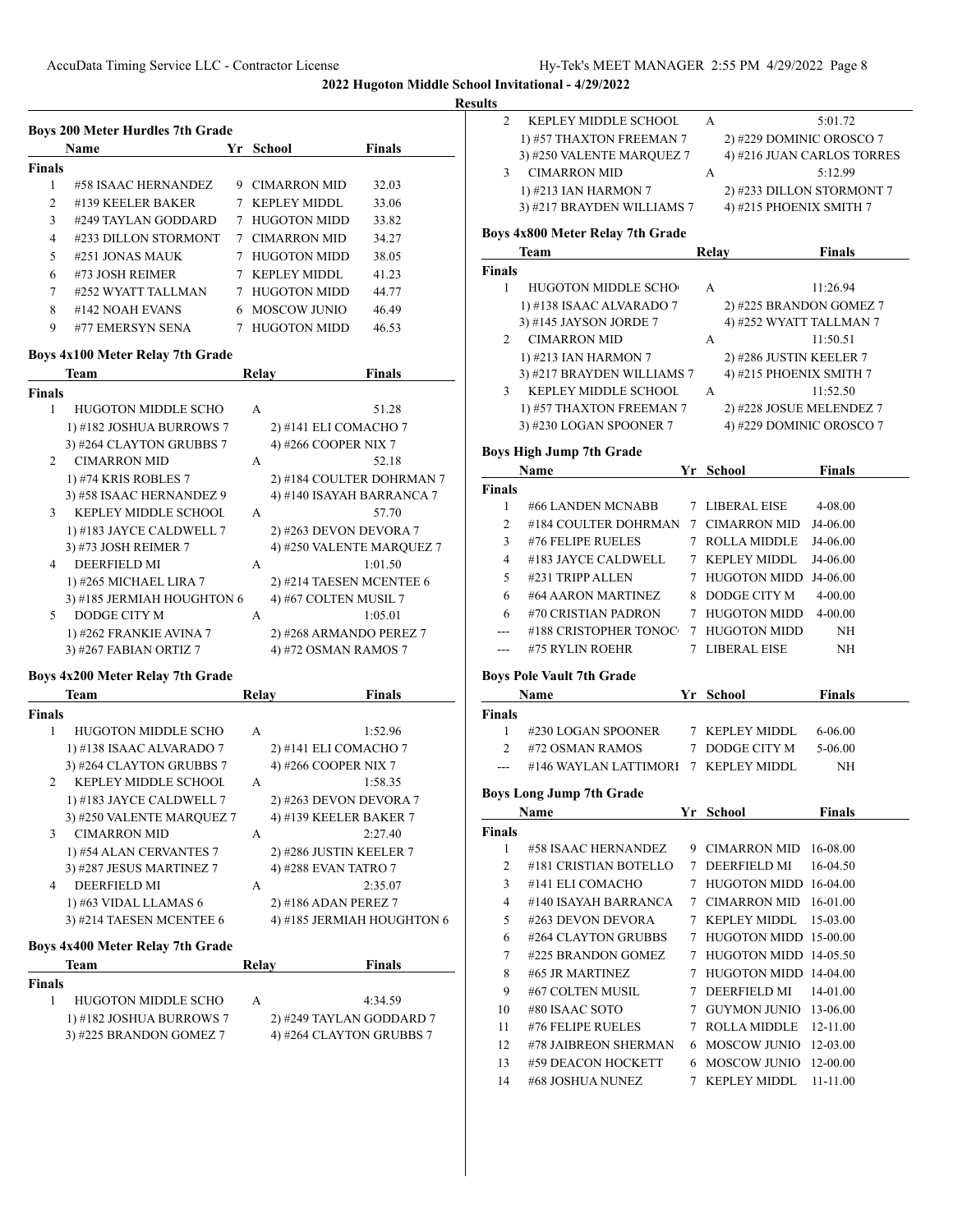**2022 Hugoton Middle School Invitational - 4/29/2022**

**Results**

### Boys 200 Meter Hurdles 7th Grade

| | Name | Yr | School | Finals |
|---|---|---|---|---|
| **Finals** | | | | |
| 1 | #58 ISAAC HERNANDEZ | 9 | CIMARRON MID | 32.03 |
| 2 | #139 KEELER BAKER | 7 | KEPLEY MIDDL | 33.06 |
| 3 | #249 TAYLAN GODDARD | 7 | HUGOTON MIDD | 33.82 |
| 4 | #233 DILLON STORMONT | 7 | CIMARRON MID | 34.27 |
| 5 | #251 JONAS MAUK | 7 | HUGOTON MIDD | 38.05 |
| 6 | #73 JOSH REIMER | 7 | KEPLEY MIDDL | 41.23 |
| 7 | #252 WYATT TALLMAN | 7 | HUGOTON MIDD | 44.77 |
| 8 | #142 NOAH EVANS | 6 | MOSCOW JUNIO | 46.49 |
| 9 | #77 EMERSYN SENA | 7 | HUGOTON MIDD | 46.53 |

### Boys 4x100 Meter Relay 7th Grade

| | Team | Relay | Finals |
|---|---|---|---|
| **Finals** | | | |
| 1 | HUGOTON MIDDLE SCHO | A | 51.28 |
| | 1) #182 JOSHUA BURROWS 7 | 2) #141 ELI COMACHO 7 | |
| | 3) #264 CLAYTON GRUBBS 7 | 4) #266 COOPER NIX 7 | |
| 2 | CIMARRON MID | A | 52.18 |
| | 1) #74 KRIS ROBLES 7 | 2) #184 COULTER DOHRMAN 7 | |
| | 3) #58 ISAAC HERNANDEZ 9 | 4) #140 ISAYAH BARRANCA 7 | |
| 3 | KEPLEY MIDDLE SCHOOL | A | 57.70 |
| | 1) #183 JAYCE CALDWELL 7 | 2) #263 DEVON DEVORA 7 | |
| | 3) #73 JOSH REIMER 7 | 4) #250 VALENTE MARQUEZ 7 | |
| 4 | DEERFIELD MI | A | 1:01.50 |
| | 1) #265 MICHAEL LIRA 7 | 2) #214 TAESEN MCENTEE 6 | |
| | 3) #185 JERMIAH HOUGHTON 6 | 4) #67 COLTEN MUSIL 7 | |
| 5 | DODGE CITY M | A | 1:05.01 |
| | 1) #262 FRANKIE AVINA 7 | 2) #268 ARMANDO PEREZ 7 | |
| | 3) #267 FABIAN ORTIZ 7 | 4) #72 OSMAN RAMOS 7 | |

### Boys 4x200 Meter Relay 7th Grade

| | Team | Relay | Finals |
|---|---|---|---|
| **Finals** | | | |
| 1 | HUGOTON MIDDLE SCHO | A | 1:52.96 |
| | 1) #138 ISAAC ALVARADO 7 | 2) #141 ELI COMACHO 7 | |
| | 3) #264 CLAYTON GRUBBS 7 | 4) #266 COOPER NIX 7 | |
| 2 | KEPLEY MIDDLE SCHOOL | A | 1:58.35 |
| | 1) #183 JAYCE CALDWELL 7 | 2) #263 DEVON DEVORA 7 | |
| | 3) #250 VALENTE MARQUEZ 7 | 4) #139 KEELER BAKER 7 | |
| 3 | CIMARRON MID | A | 2:27.40 |
| | 1) #54 ALAN CERVANTES 7 | 2) #286 JUSTIN KEELER 7 | |
| | 3) #287 JESUS MARTINEZ 7 | 4) #288 EVAN TATRO 7 | |
| 4 | DEERFIELD MI | A | 2:35.07 |
| | 1) #63 VIDAL LLAMAS 6 | 2) #186 ADAN PEREZ 7 | |
| | 3) #214 TAESEN MCENTEE 6 | 4) #185 JERMIAH HOUGHTON 6 | |

### Boys 4x400 Meter Relay 7th Grade

| | Team | Relay | Finals |
|---|---|---|---|
| **Finals** | | | |
| 1 | HUGOTON MIDDLE SCHO | A | 4:34.59 |
| | 1) #182 JOSHUA BURROWS 7 | 2) #249 TAYLAN GODDARD 7 | |
| | 3) #225 BRANDON GOMEZ 7 | 4) #264 CLAYTON GRUBBS 7 | |
| 2 | KEPLEY MIDDLE SCHOOL | A | 5:01.72 |
| | 1) #57 THAXTON FREEMAN 7 | 2) #229 DOMINIC OROSCO 7 | |
| | 3) #250 VALENTE MARQUEZ 7 | 4) #216 JUAN CARLOS TORRES | |
| 3 | CIMARRON MID | A | 5:12.99 |
| | 1) #213 IAN HARMON 7 | 2) #233 DILLON STORMONT 7 | |
| | 3) #217 BRAYDEN WILLIAMS 7 | 4) #215 PHOENIX SMITH 7 | |

### Boys 4x800 Meter Relay 7th Grade

| | Team | Relay | Finals |
|---|---|---|---|
| **Finals** | | | |
| 1 | HUGOTON MIDDLE SCHO | A | 11:26.94 |
| | 1) #138 ISAAC ALVARADO 7 | 2) #225 BRANDON GOMEZ 7 | |
| | 3) #145 JAYSON JORDE 7 | 4) #252 WYATT TALLMAN 7 | |
| 2 | CIMARRON MID | A | 11:50.51 |
| | 1) #213 IAN HARMON 7 | 2) #286 JUSTIN KEELER 7 | |
| | 3) #217 BRAYDEN WILLIAMS 7 | 4) #215 PHOENIX SMITH 7 | |
| 3 | KEPLEY MIDDLE SCHOOL | A | 11:52.50 |
| | 1) #57 THAXTON FREEMAN 7 | 2) #228 JOSUE MELENDEZ 7 | |
| | 3) #230 LOGAN SPOONER 7 | 4) #229 DOMINIC OROSCO 7 | |

### Boys High Jump 7th Grade

| | Name | Yr | School | Finals |
|---|---|---|---|---|
| **Finals** | | | | |
| 1 | #66 LANDEN MCNABB | 7 | LIBERAL EISE | 4-08.00 |
| 2 | #184 COULTER DOHRMAN | 7 | CIMARRON MID | J4-06.00 |
| 3 | #76 FELIPE RUELES | 7 | ROLLA MIDDLE | J4-06.00 |
| 4 | #183 JAYCE CALDWELL | 7 | KEPLEY MIDDL | J4-06.00 |
| 5 | #231 TRIPP ALLEN | 7 | HUGOTON MIDD | J4-06.00 |
| 6 | #64 AARON MARTINEZ | 8 | DODGE CITY M | 4-00.00 |
| 6 | #70 CRISTIAN PADRON | 7 | HUGOTON MIDD | 4-00.00 |
| --- | #188 CRISTOPHER TONOC | 7 | HUGOTON MIDD | NH |
| --- | #75 RYLIN ROEHR | 7 | LIBERAL EISE | NH |

### Boys Pole Vault 7th Grade

| | Name | Yr | School | Finals |
|---|---|---|---|---|
| **Finals** | | | | |
| 1 | #230 LOGAN SPOONER | 7 | KEPLEY MIDDL | 6-06.00 |
| 2 | #72 OSMAN RAMOS | 7 | DODGE CITY M | 5-06.00 |
| --- | #146 WAYLAN LATTIMORE | 7 | KEPLEY MIDDL | NH |

### Boys Long Jump 7th Grade

| | Name | Yr | School | Finals |
|---|---|---|---|---|
| **Finals** | | | | |
| 1 | #58 ISAAC HERNANDEZ | 9 | CIMARRON MID | 16-08.00 |
| 2 | #181 CRISTIAN BOTELLO | 7 | DEERFIELD MI | 16-04.50 |
| 3 | #141 ELI COMACHO | 7 | HUGOTON MIDD | 16-04.00 |
| 4 | #140 ISAYAH BARRANCA | 7 | CIMARRON MID | 16-01.00 |
| 5 | #263 DEVON DEVORA | 7 | KEPLEY MIDDL | 15-03.00 |
| 6 | #264 CLAYTON GRUBBS | 7 | HUGOTON MIDD | 15-00.00 |
| 7 | #225 BRANDON GOMEZ | 7 | HUGOTON MIDD | 14-05.50 |
| 8 | #65 JR MARTINEZ | 7 | HUGOTON MIDD | 14-04.00 |
| 9 | #67 COLTEN MUSIL | 7 | DEERFIELD MI | 14-01.00 |
| 10 | #80 ISAAC SOTO | 7 | GUYMON JUNIO | 13-06.00 |
| 11 | #76 FELIPE RUELES | 7 | ROLLA MIDDLE | 12-11.00 |
| 12 | #78 JAIBREON SHERMAN | 6 | MOSCOW JUNIO | 12-03.00 |
| 13 | #59 DEACON HOCKETT | 6 | MOSCOW JUNIO | 12-00.00 |
| 14 | #68 JOSHUA NUNEZ | 7 | KEPLEY MIDDL | 11-11.00 |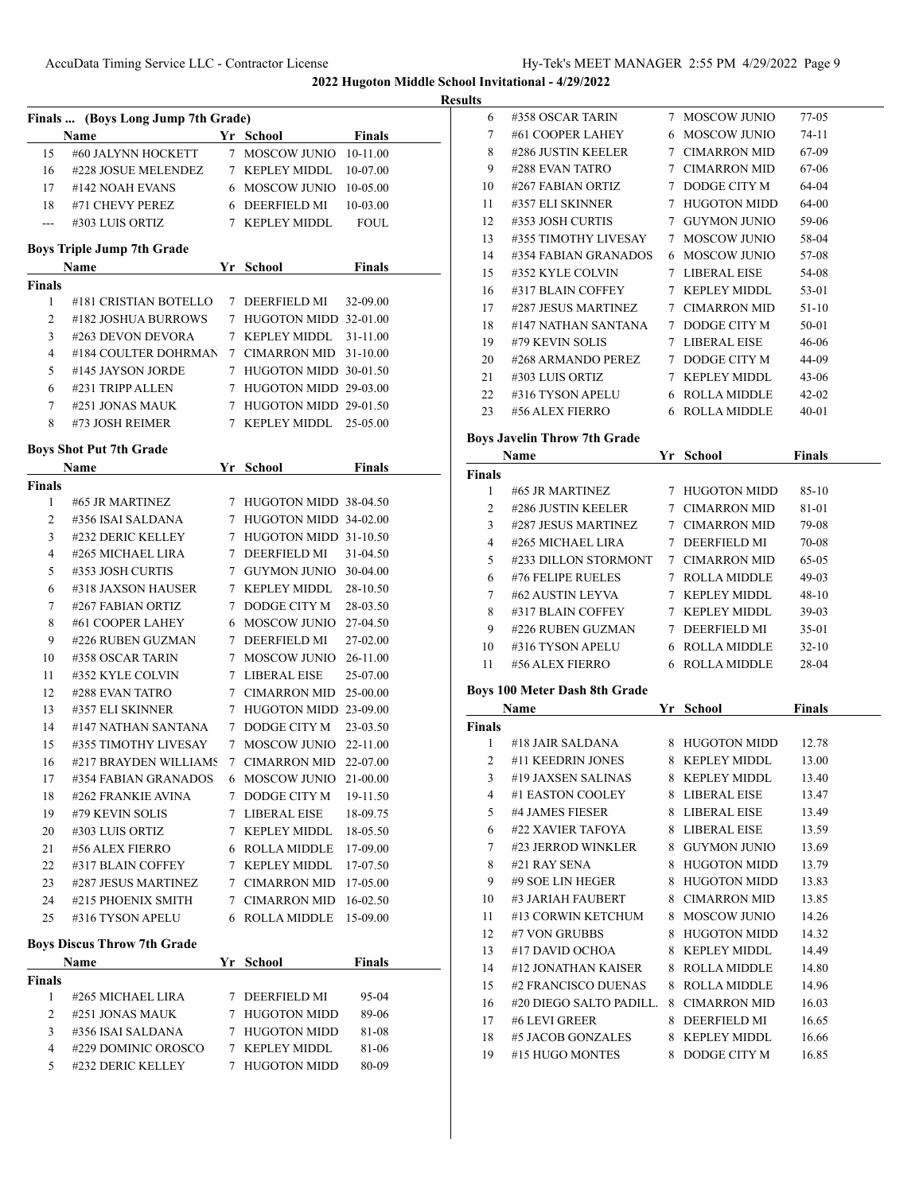## 2022 Hugoton Middle School Invitational - 4/29/2022

### Results

#### Finals ... (Boys Long Jump 7th Grade)

| | Name | Yr | School | Finals |
|---|---|---|---|---|
| 15 | #60 JALYNN HOCKETT | 7 | MOSCOW JUNIO | 10-11.00 |
| 16 | #228 JOSUE MELENDEZ | 7 | KEPLEY MIDDL | 10-07.00 |
| 17 | #142 NOAH EVANS | 6 | MOSCOW JUNIO | 10-05.00 |
| 18 | #71 CHEVY PEREZ | 6 | DEERFIELD MI | 10-03.00 |
| --- | #303 LUIS ORTIZ | 7 | KEPLEY MIDDL | FOUL |

#### Boys Triple Jump 7th Grade

| | Name | Yr | School | Finals |
|---|---|---|---|---|
| **Finals** | | | | |
| 1 | #181 CRISTIAN BOTELLO | 7 | DEERFIELD MI | 32-09.00 |
| 2 | #182 JOSHUA BURROWS | 7 | HUGOTON MIDD | 32-01.00 |
| 3 | #263 DEVON DEVORA | 7 | KEPLEY MIDDL | 31-11.00 |
| 4 | #184 COULTER DOHRMAN | 7 | CIMARRON MID | 31-10.00 |
| 5 | #145 JAYSON JORDE | 7 | HUGOTON MIDD | 30-01.50 |
| 6 | #231 TRIPP ALLEN | 7 | HUGOTON MIDD | 29-03.00 |
| 7 | #251 JONAS MAUK | 7 | HUGOTON MIDD | 29-01.50 |
| 8 | #73 JOSH REIMER | 7 | KEPLEY MIDDL | 25-05.00 |

#### Boys Shot Put 7th Grade

| | Name | Yr | School | Finals |
|---|---|---|---|---|
| **Finals** | | | | |
| 1 | #65 JR MARTINEZ | 7 | HUGOTON MIDD | 38-04.50 |
| 2 | #356 ISAI SALDANA | 7 | HUGOTON MIDD | 34-02.00 |
| 3 | #232 DERIC KELLEY | 7 | HUGOTON MIDD | 31-10.50 |
| 4 | #265 MICHAEL LIRA | 7 | DEERFIELD MI | 31-04.50 |
| 5 | #353 JOSH CURTIS | 7 | GUYMON JUNIO | 30-04.00 |
| 6 | #318 JAXSON HAUSER | 7 | KEPLEY MIDDL | 28-10.50 |
| 7 | #267 FABIAN ORTIZ | 7 | DODGE CITY M | 28-03.50 |
| 8 | #61 COOPER LAHEY | 6 | MOSCOW JUNIO | 27-04.50 |
| 9 | #226 RUBEN GUZMAN | 7 | DEERFIELD MI | 27-02.00 |
| 10 | #358 OSCAR TARIN | 7 | MOSCOW JUNIO | 26-11.00 |
| 11 | #352 KYLE COLVIN | 7 | LIBERAL EISE | 25-07.00 |
| 12 | #288 EVAN TATRO | 7 | CIMARRON MID | 25-00.00 |
| 13 | #357 ELI SKINNER | 7 | HUGOTON MIDD | 23-09.00 |
| 14 | #147 NATHAN SANTANA | 7 | DODGE CITY M | 23-03.50 |
| 15 | #355 TIMOTHY LIVESAY | 7 | MOSCOW JUNIO | 22-11.00 |
| 16 | #217 BRAYDEN WILLIAMS | 7 | CIMARRON MID | 22-07.00 |
| 17 | #354 FABIAN GRANADOS | 6 | MOSCOW JUNIO | 21-00.00 |
| 18 | #262 FRANKIE AVINA | 7 | DODGE CITY M | 19-11.50 |
| 19 | #79 KEVIN SOLIS | 7 | LIBERAL EISE | 18-09.75 |
| 20 | #303 LUIS ORTIZ | 7 | KEPLEY MIDDL | 18-05.50 |
| 21 | #56 ALEX FIERRO | 6 | ROLLA MIDDLE | 17-09.00 |
| 22 | #317 BLAIN COFFEY | 7 | KEPLEY MIDDL | 17-07.50 |
| 23 | #287 JESUS MARTINEZ | 7 | CIMARRON MID | 17-05.00 |
| 24 | #215 PHOENIX SMITH | 7 | CIMARRON MID | 16-02.50 |
| 25 | #316 TYSON APELU | 6 | ROLLA MIDDLE | 15-09.00 |

#### Boys Discus Throw 7th Grade

| | Name | Yr | School | Finals |
|---|---|---|---|---|
| **Finals** | | | | |
| 1 | #265 MICHAEL LIRA | 7 | DEERFIELD MI | 95-04 |
| 2 | #251 JONAS MAUK | 7 | HUGOTON MIDD | 89-06 |
| 3 | #356 ISAI SALDANA | 7 | HUGOTON MIDD | 81-08 |
| 4 | #229 DOMINIC OROSCO | 7 | KEPLEY MIDDL | 81-06 |
| 5 | #232 DERIC KELLEY | 7 | HUGOTON MIDD | 80-09 |
| 6 | #358 OSCAR TARIN | 7 | MOSCOW JUNIO | 77-05 |
| 7 | #61 COOPER LAHEY | 6 | MOSCOW JUNIO | 74-11 |
| 8 | #286 JUSTIN KEELER | 7 | CIMARRON MID | 67-09 |
| 9 | #288 EVAN TATRO | 7 | CIMARRON MID | 67-06 |
| 10 | #267 FABIAN ORTIZ | 7 | DODGE CITY M | 64-04 |
| 11 | #357 ELI SKINNER | 7 | HUGOTON MIDD | 64-00 |
| 12 | #353 JOSH CURTIS | 7 | GUYMON JUNIO | 59-06 |
| 13 | #355 TIMOTHY LIVESAY | 7 | MOSCOW JUNIO | 58-04 |
| 14 | #354 FABIAN GRANADOS | 6 | MOSCOW JUNIO | 57-08 |
| 15 | #352 KYLE COLVIN | 7 | LIBERAL EISE | 54-08 |
| 16 | #317 BLAIN COFFEY | 7 | KEPLEY MIDDL | 53-01 |
| 17 | #287 JESUS MARTINEZ | 7 | CIMARRON MID | 51-10 |
| 18 | #147 NATHAN SANTANA | 7 | DODGE CITY M | 50-01 |
| 19 | #79 KEVIN SOLIS | 7 | LIBERAL EISE | 46-06 |
| 20 | #268 ARMANDO PEREZ | 7 | DODGE CITY M | 44-09 |
| 21 | #303 LUIS ORTIZ | 7 | KEPLEY MIDDL | 43-06 |
| 22 | #316 TYSON APELU | 6 | ROLLA MIDDLE | 42-02 |
| 23 | #56 ALEX FIERRO | 6 | ROLLA MIDDLE | 40-01 |

#### Boys Javelin Throw 7th Grade

| | Name | Yr | School | Finals |
|---|---|---|---|---|
| **Finals** | | | | |
| 1 | #65 JR MARTINEZ | 7 | HUGOTON MIDD | 85-10 |
| 2 | #286 JUSTIN KEELER | 7 | CIMARRON MID | 81-01 |
| 3 | #287 JESUS MARTINEZ | 7 | CIMARRON MID | 79-08 |
| 4 | #265 MICHAEL LIRA | 7 | DEERFIELD MI | 70-08 |
| 5 | #233 DILLON STORMONT | 7 | CIMARRON MID | 65-05 |
| 6 | #76 FELIPE RUELES | 7 | ROLLA MIDDLE | 49-03 |
| 7 | #62 AUSTIN LEYVA | 7 | KEPLEY MIDDL | 48-10 |
| 8 | #317 BLAIN COFFEY | 7 | KEPLEY MIDDL | 39-03 |
| 9 | #226 RUBEN GUZMAN | 7 | DEERFIELD MI | 35-01 |
| 10 | #316 TYSON APELU | 6 | ROLLA MIDDLE | 32-10 |
| 11 | #56 ALEX FIERRO | 6 | ROLLA MIDDLE | 28-04 |

#### Boys 100 Meter Dash 8th Grade

| | Name | Yr | School | Finals |
|---|---|---|---|---|
| **Finals** | | | | |
| 1 | #18 JAIR SALDANA | 8 | HUGOTON MIDD | 12.78 |
| 2 | #11 KEEDRIN JONES | 8 | KEPLEY MIDDL | 13.00 |
| 3 | #19 JAXSEN SALINAS | 8 | KEPLEY MIDDL | 13.40 |
| 4 | #1 EASTON COOLEY | 8 | LIBERAL EISE | 13.47 |
| 5 | #4 JAMES FIESER | 8 | LIBERAL EISE | 13.49 |
| 6 | #22 XAVIER TAFOYA | 8 | LIBERAL EISE | 13.59 |
| 7 | #23 JERROD WINKLER | 8 | GUYMON JUNIO | 13.69 |
| 8 | #21 RAY SENA | 8 | HUGOTON MIDD | 13.79 |
| 9 | #9 SOE LIN HEGER | 8 | HUGOTON MIDD | 13.83 |
| 10 | #3 JARIAH FAUBERT | 8 | CIMARRON MID | 13.85 |
| 11 | #13 CORWIN KETCHUM | 8 | MOSCOW JUNIO | 14.26 |
| 12 | #7 VON GRUBBS | 8 | HUGOTON MIDD | 14.32 |
| 13 | #17 DAVID OCHOA | 8 | KEPLEY MIDDL | 14.49 |
| 14 | #12 JONATHAN KAISER | 8 | ROLLA MIDDLE | 14.80 |
| 15 | #2 FRANCISCO DUENAS | 8 | ROLLA MIDDLE | 14.96 |
| 16 | #20 DIEGO SALTO PADILL. | 8 | CIMARRON MID | 16.03 |
| 17 | #6 LEVI GREER | 8 | DEERFIELD MI | 16.65 |
| 18 | #5 JACOB GONZALES | 8 | KEPLEY MIDDL | 16.66 |
| 19 | #15 HUGO MONTES | 8 | DODGE CITY M | 16.85 |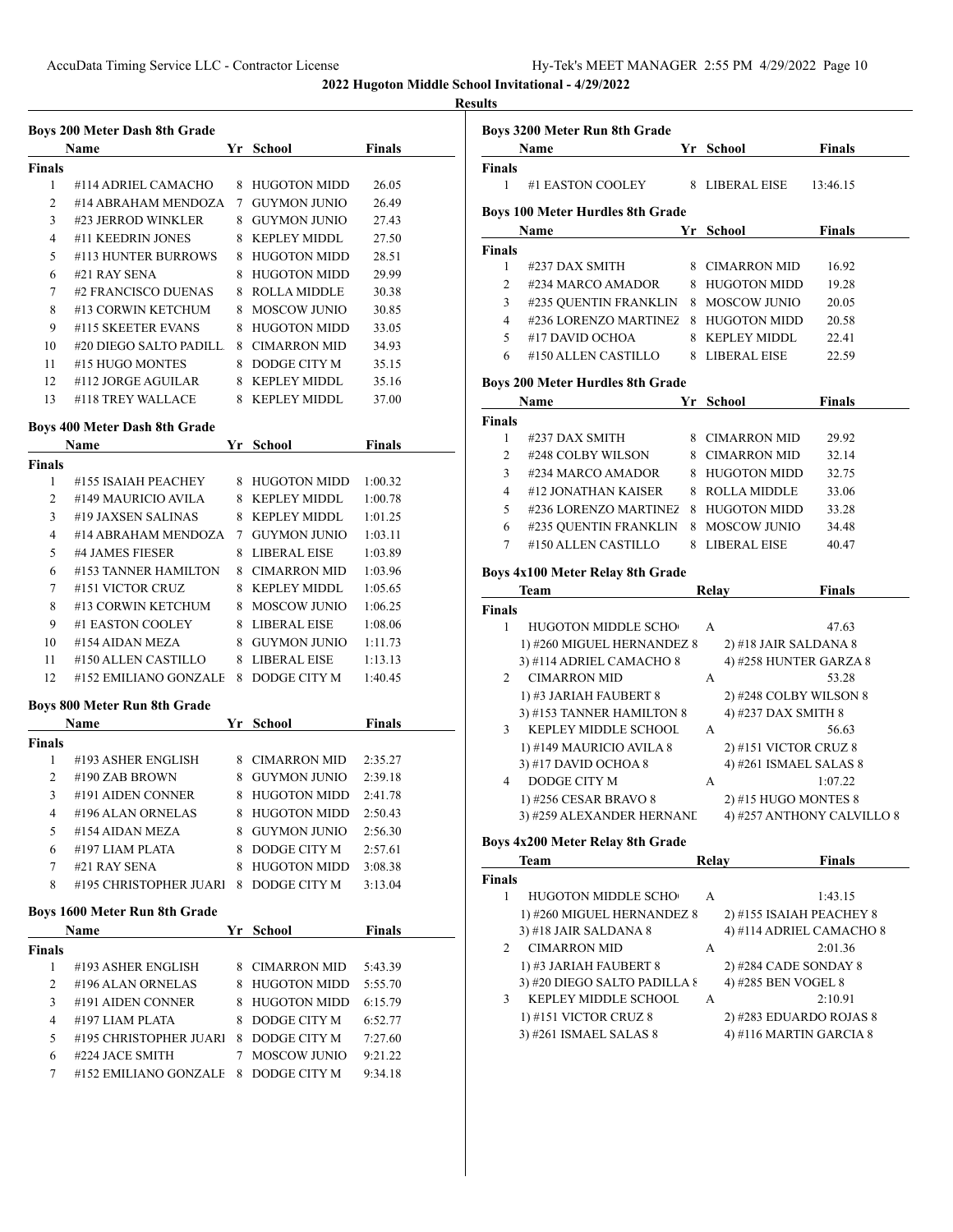**2022 Hugoton Middle School Invitational - 4/29/2022**

**Results**

### Boys 200 Meter Dash 8th Grade

| | Name | Yr | School | Finals |
|---|---|---|---|---|
| **Finals** | | | | |
| 1 | #114 ADRIEL CAMACHO | 8 | HUGOTON MIDD | 26.05 |
| 2 | #14 ABRAHAM MENDOZA | 7 | GUYMON JUNIO | 26.49 |
| 3 | #23 JERROD WINKLER | 8 | GUYMON JUNIO | 27.43 |
| 4 | #11 KEEDRIN JONES | 8 | KEPLEY MIDDL | 27.50 |
| 5 | #113 HUNTER BURROWS | 8 | HUGOTON MIDD | 28.51 |
| 6 | #21 RAY SENA | 8 | HUGOTON MIDD | 29.99 |
| 7 | #2 FRANCISCO DUENAS | 8 | ROLLA MIDDLE | 30.38 |
| 8 | #13 CORWIN KETCHUM | 8 | MOSCOW JUNIO | 30.85 |
| 9 | #115 SKEETER EVANS | 8 | HUGOTON MIDD | 33.05 |
| 10 | #20 DIEGO SALTO PADILL | 8 | CIMARRON MID | 34.93 |
| 11 | #15 HUGO MONTES | 8 | DODGE CITY M | 35.15 |
| 12 | #112 JORGE AGUILAR | 8 | KEPLEY MIDDL | 35.16 |
| 13 | #118 TREY WALLACE | 8 | KEPLEY MIDDL | 37.00 |

### Boys 400 Meter Dash 8th Grade

| | Name | Yr | School | Finals |
|---|---|---|---|---|
| **Finals** | | | | |
| 1 | #155 ISAIAH PEACHEY | 8 | HUGOTON MIDD | 1:00.32 |
| 2 | #149 MAURICIO AVILA | 8 | KEPLEY MIDDL | 1:00.78 |
| 3 | #19 JAXSEN SALINAS | 8 | KEPLEY MIDDL | 1:01.25 |
| 4 | #14 ABRAHAM MENDOZA | 7 | GUYMON JUNIO | 1:03.11 |
| 5 | #4 JAMES FIESER | 8 | LIBERAL EISE | 1:03.89 |
| 6 | #153 TANNER HAMILTON | 8 | CIMARRON MID | 1:03.96 |
| 7 | #151 VICTOR CRUZ | 8 | KEPLEY MIDDL | 1:05.65 |
| 8 | #13 CORWIN KETCHUM | 8 | MOSCOW JUNIO | 1:06.25 |
| 9 | #1 EASTON COOLEY | 8 | LIBERAL EISE | 1:08.06 |
| 10 | #154 AIDAN MEZA | 8 | GUYMON JUNIO | 1:11.73 |
| 11 | #150 ALLEN CASTILLO | 8 | LIBERAL EISE | 1:13.13 |
| 12 | #152 EMILIANO GONZALE | 8 | DODGE CITY M | 1:40.45 |

### Boys 800 Meter Run 8th Grade

| | Name | Yr | School | Finals |
|---|---|---|---|---|
| **Finals** | | | | |
| 1 | #193 ASHER ENGLISH | 8 | CIMARRON MID | 2:35.27 |
| 2 | #190 ZAB BROWN | 8 | GUYMON JUNIO | 2:39.18 |
| 3 | #191 AIDEN CONNER | 8 | HUGOTON MIDD | 2:41.78 |
| 4 | #196 ALAN ORNELAS | 8 | HUGOTON MIDD | 2:50.43 |
| 5 | #154 AIDAN MEZA | 8 | GUYMON JUNIO | 2:56.30 |
| 6 | #197 LIAM PLATA | 8 | DODGE CITY M | 2:57.61 |
| 7 | #21 RAY SENA | 8 | HUGOTON MIDD | 3:08.38 |
| 8 | #195 CHRISTOPHER JUARI | 8 | DODGE CITY M | 3:13.04 |

### Boys 1600 Meter Run 8th Grade

| | Name | Yr | School | Finals |
|---|---|---|---|---|
| **Finals** | | | | |
| 1 | #193 ASHER ENGLISH | 8 | CIMARRON MID | 5:43.39 |
| 2 | #196 ALAN ORNELAS | 8 | HUGOTON MIDD | 5:55.70 |
| 3 | #191 AIDEN CONNER | 8 | HUGOTON MIDD | 6:15.79 |
| 4 | #197 LIAM PLATA | 8 | DODGE CITY M | 6:52.77 |
| 5 | #195 CHRISTOPHER JUARI | 8 | DODGE CITY M | 7:27.60 |
| 6 | #224 JACE SMITH | 7 | MOSCOW JUNIO | 9:21.22 |
| 7 | #152 EMILIANO GONZALE | 8 | DODGE CITY M | 9:34.18 |

### Boys 3200 Meter Run 8th Grade

| | Name | Yr | School | Finals |
|---|---|---|---|---|
| **Finals** | | | | |
| 1 | #1 EASTON COOLEY | 8 | LIBERAL EISE | 13:46.15 |

### Boys 100 Meter Hurdles 8th Grade

| | Name | Yr | School | Finals |
|---|---|---|---|---|
| **Finals** | | | | |
| 1 | #237 DAX SMITH | 8 | CIMARRON MID | 16.92 |
| 2 | #234 MARCO AMADOR | 8 | HUGOTON MIDD | 19.28 |
| 3 | #235 QUENTIN FRANKLIN | 8 | MOSCOW JUNIO | 20.05 |
| 4 | #236 LORENZO MARTINEZ | 8 | HUGOTON MIDD | 20.58 |
| 5 | #17 DAVID OCHOA | 8 | KEPLEY MIDDL | 22.41 |
| 6 | #150 ALLEN CASTILLO | 8 | LIBERAL EISE | 22.59 |

### Boys 200 Meter Hurdles 8th Grade

| | Name | Yr | School | Finals |
|---|---|---|---|---|
| **Finals** | | | | |
| 1 | #237 DAX SMITH | 8 | CIMARRON MID | 29.92 |
| 2 | #248 COLBY WILSON | 8 | CIMARRON MID | 32.14 |
| 3 | #234 MARCO AMADOR | 8 | HUGOTON MIDD | 32.75 |
| 4 | #12 JONATHAN KAISER | 8 | ROLLA MIDDLE | 33.06 |
| 5 | #236 LORENZO MARTINEZ | 8 | HUGOTON MIDD | 33.28 |
| 6 | #235 QUENTIN FRANKLIN | 8 | MOSCOW JUNIO | 34.48 |
| 7 | #150 ALLEN CASTILLO | 8 | LIBERAL EISE | 40.47 |

### Boys 4x100 Meter Relay 8th Grade

| | Team | Relay | Finals |
|---|---|---|---|
| **Finals** | | | |
| 1 | HUGOTON MIDDLE SCHO | A | 47.63 |
| | 1) #260 MIGUEL HERNANDEZ 8 | 2) #18 JAIR SALDANA 8 | |
| | 3) #114 ADRIEL CAMACHO 8 | 4) #258 HUNTER GARZA 8 | |
| 2 | CIMARRON MID | A | 53.28 |
| | 1) #3 JARIAH FAUBERT 8 | 2) #248 COLBY WILSON 8 | |
| | 3) #153 TANNER HAMILTON 8 | 4) #237 DAX SMITH 8 | |
| 3 | KEPLEY MIDDLE SCHOOL | A | 56.63 |
| | 1) #149 MAURICIO AVILA 8 | 2) #151 VICTOR CRUZ 8 | |
| | 3) #17 DAVID OCHOA 8 | 4) #261 ISMAEL SALAS 8 | |
| 4 | DODGE CITY M | A | 1:07.22 |
| | 1) #256 CESAR BRAVO 8 | 2) #15 HUGO MONTES 8 | |
| | 3) #259 ALEXANDER HERNANI | 4) #257 ANTHONY CALVILLO 8 | |

### Boys 4x200 Meter Relay 8th Grade

| | Team | Relay | Finals |
|---|---|---|---|
| **Finals** | | | |
| 1 | HUGOTON MIDDLE SCHO | A | 1:43.15 |
| | 1) #260 MIGUEL HERNANDEZ 8 | 2) #155 ISAIAH PEACHEY 8 | |
| | 3) #18 JAIR SALDANA 8 | 4) #114 ADRIEL CAMACHO 8 | |
| 2 | CIMARRON MID | A | 2:01.36 |
| | 1) #3 JARIAH FAUBERT 8 | 2) #284 CADE SONDAY 8 | |
| | 3) #20 DIEGO SALTO PADILLA 8 | 4) #285 BEN VOGEL 8 | |
| 3 | KEPLEY MIDDLE SCHOOL | A | 2:10.91 |
| | 1) #151 VICTOR CRUZ 8 | 2) #283 EDUARDO ROJAS 8 | |
| | 3) #261 ISMAEL SALAS 8 | 4) #116 MARTIN GARCIA 8 | |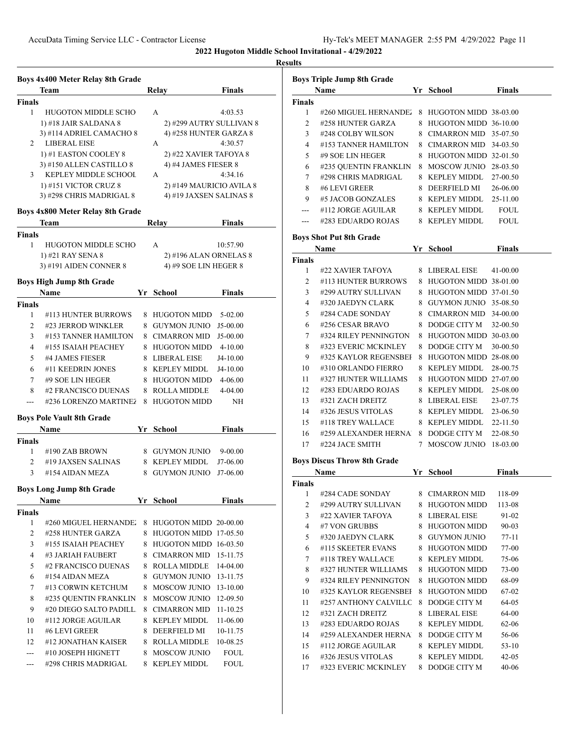## 2022 Hugoton Middle School Invitational - 4/29/2022

### Results

**Boys 4x400 Meter Relay 8th Grade**

| | Team | Relay | Finals |
|---|---|---|---|
| **Finals** | | | |
| 1 | HUGOTON MIDDLE SCHO | A | 4:03.53 |
| | 1) #18 JAIR SALDANA 8 | 2) #299 AUTRY SULLIVAN 8 | |
| | 3) #114 ADRIEL CAMACHO 8 | 4) #258 HUNTER GARZA 8 | |
| 2 | LIBERAL EISE | A | 4:30.57 |
| | 1) #1 EASTON COOLEY 8 | 2) #22 XAVIER TAFOYA 8 | |
| | 3) #150 ALLEN CASTILLO 8 | 4) #4 JAMES FIESER 8 | |
| 3 | KEPLEY MIDDLE SCHOOL | A | 4:34.16 |
| | 1) #151 VICTOR CRUZ 8 | 2) #149 MAURICIO AVILA 8 | |
| | 3) #298 CHRIS MADRIGAL 8 | 4) #19 JAXSEN SALINAS 8 | |

**Boys 4x800 Meter Relay 8th Grade**

| | Team | Relay | Finals |
|---|---|---|---|
| **Finals** | | | |
| 1 | HUGOTON MIDDLE SCHO | A | 10:57.90 |
| | 1) #21 RAY SENA 8 | 2) #196 ALAN ORNELAS 8 | |
| | 3) #191 AIDEN CONNER 8 | 4) #9 SOE LIN HEGER 8 | |

**Boys High Jump 8th Grade**

| | Name | Yr | School | Finals |
|---|---|---|---|---|
| **Finals** | | | | |
| 1 | #113 HUNTER BURROWS | 8 | HUGOTON MIDD | 5-02.00 |
| 2 | #23 JERROD WINKLER | 8 | GUYMON JUNIO | J5-00.00 |
| 3 | #153 TANNER HAMILTON | 8 | CIMARRON MID | J5-00.00 |
| 4 | #155 ISAIAH PEACHEY | 8 | HUGOTON MIDD | 4-10.00 |
| 5 | #4 JAMES FIESER | 8 | LIBERAL EISE | J4-10.00 |
| 6 | #11 KEEDRIN JONES | 8 | KEPLEY MIDDL | J4-10.00 |
| 7 | #9 SOE LIN HEGER | 8 | HUGOTON MIDD | 4-06.00 |
| 8 | #2 FRANCISCO DUENAS | 8 | ROLLA MIDDLE | 4-04.00 |
| --- | #236 LORENZO MARTINEZ | 8 | HUGOTON MIDD | NH |

**Boys Pole Vault 8th Grade**

| | Name | Yr | School | Finals |
|---|---|---|---|---|
| **Finals** | | | | |
| 1 | #190 ZAB BROWN | 8 | GUYMON JUNIO | 9-00.00 |
| 2 | #19 JAXSEN SALINAS | 8 | KEPLEY MIDDL | J7-06.00 |
| 3 | #154 AIDAN MEZA | 8 | GUYMON JUNIO | J7-06.00 |

**Boys Long Jump 8th Grade**

| | Name | Yr | School | Finals |
|---|---|---|---|---|
| **Finals** | | | | |
| 1 | #260 MIGUEL HERNANDEZ | 8 | HUGOTON MIDD | 20-00.00 |
| 2 | #258 HUNTER GARZA | 8 | HUGOTON MIDD | 17-05.50 |
| 3 | #155 ISAIAH PEACHEY | 8 | HUGOTON MIDD | 16-03.50 |
| 4 | #3 JARIAH FAUBERT | 8 | CIMARRON MID | 15-11.75 |
| 5 | #2 FRANCISCO DUENAS | 8 | ROLLA MIDDLE | 14-04.00 |
| 6 | #154 AIDAN MEZA | 8 | GUYMON JUNIO | 13-11.75 |
| 7 | #13 CORWIN KETCHUM | 8 | MOSCOW JUNIO | 13-10.00 |
| 8 | #235 QUENTIN FRANKLIN | 8 | MOSCOW JUNIO | 12-09.50 |
| 9 | #20 DIEGO SALTO PADILL | 8 | CIMARRON MID | 11-10.25 |
| 10 | #112 JORGE AGUILAR | 8 | KEPLEY MIDDL | 11-06.00 |
| 11 | #6 LEVI GREER | 8 | DEERFIELD MI | 10-11.75 |
| 12 | #12 JONATHAN KAISER | 8 | ROLLA MIDDLE | 10-08.25 |
| --- | #10 JOSEPH HIGNETT | 8 | MOSCOW JUNIO | FOUL |
| --- | #298 CHRIS MADRIGAL | 8 | KEPLEY MIDDL | FOUL |

**Boys Triple Jump 8th Grade**

| | Name | Yr | School | Finals |
|---|---|---|---|---|
| **Finals** | | | | |
| 1 | #260 MIGUEL HERNANDEZ | 8 | HUGOTON MIDD | 38-03.00 |
| 2 | #258 HUNTER GARZA | 8 | HUGOTON MIDD | 36-10.00 |
| 3 | #248 COLBY WILSON | 8 | CIMARRON MID | 35-07.50 |
| 4 | #153 TANNER HAMILTON | 8 | CIMARRON MID | 34-03.50 |
| 5 | #9 SOE LIN HEGER | 8 | HUGOTON MIDD | 32-01.50 |
| 6 | #235 QUENTIN FRANKLIN | 8 | MOSCOW JUNIO | 28-03.50 |
| 7 | #298 CHRIS MADRIGAL | 8 | KEPLEY MIDDL | 27-00.50 |
| 8 | #6 LEVI GREER | 8 | DEERFIELD MI | 26-06.00 |
| 9 | #5 JACOB GONZALES | 8 | KEPLEY MIDDL | 25-11.00 |
| --- | #112 JORGE AGUILAR | 8 | KEPLEY MIDDL | FOUL |
| --- | #283 EDUARDO ROJAS | 8 | KEPLEY MIDDL | FOUL |

**Boys Shot Put 8th Grade**

| | Name | Yr | School | Finals |
|---|---|---|---|---|
| **Finals** | | | | |
| 1 | #22 XAVIER TAFOYA | 8 | LIBERAL EISE | 41-00.00 |
| 2 | #113 HUNTER BURROWS | 8 | HUGOTON MIDD | 38-01.00 |
| 3 | #299 AUTRY SULLIVAN | 8 | HUGOTON MIDD | 37-01.50 |
| 4 | #320 JAEDYN CLARK | 8 | GUYMON JUNIO | 35-08.50 |
| 5 | #284 CADE SONDAY | 8 | CIMARRON MID | 34-00.00 |
| 6 | #256 CESAR BRAVO | 8 | DODGE CITY M | 32-00.50 |
| 7 | #324 RILEY PENNINGTON | 8 | HUGOTON MIDD | 30-03.00 |
| 8 | #323 EVERIC MCKINLEY | 8 | DODGE CITY M | 30-00.50 |
| 9 | #325 KAYLOR REGENSBEI | 8 | HUGOTON MIDD | 28-08.00 |
| 10 | #310 ORLANDO FIERRO | 8 | KEPLEY MIDDL | 28-00.75 |
| 11 | #327 HUNTER WILLIAMS | 8 | HUGOTON MIDD | 27-07.00 |
| 12 | #283 EDUARDO ROJAS | 8 | KEPLEY MIDDL | 25-08.00 |
| 13 | #321 ZACH DREITZ | 8 | LIBERAL EISE | 23-07.75 |
| 14 | #326 JESUS VITOLAS | 8 | KEPLEY MIDDL | 23-06.50 |
| 15 | #118 TREY WALLACE | 8 | KEPLEY MIDDL | 22-11.50 |
| 16 | #259 ALEXANDER HERNA | 8 | DODGE CITY M | 22-08.50 |
| 17 | #224 JACE SMITH | 7 | MOSCOW JUNIO | 18-03.00 |

**Boys Discus Throw 8th Grade**

| | Name | Yr | School | Finals |
|---|---|---|---|---|
| **Finals** | | | | |
| 1 | #284 CADE SONDAY | 8 | CIMARRON MID | 118-09 |
| 2 | #299 AUTRY SULLIVAN | 8 | HUGOTON MIDD | 113-08 |
| 3 | #22 XAVIER TAFOYA | 8 | LIBERAL EISE | 91-02 |
| 4 | #7 VON GRUBBS | 8 | HUGOTON MIDD | 90-03 |
| 5 | #320 JAEDYN CLARK | 8 | GUYMON JUNIO | 77-11 |
| 6 | #115 SKEETER EVANS | 8 | HUGOTON MIDD | 77-00 |
| 7 | #118 TREY WALLACE | 8 | KEPLEY MIDDL | 75-06 |
| 8 | #327 HUNTER WILLIAMS | 8 | HUGOTON MIDD | 73-00 |
| 9 | #324 RILEY PENNINGTON | 8 | HUGOTON MIDD | 68-09 |
| 10 | #325 KAYLOR REGENSBEI | 8 | HUGOTON MIDD | 67-02 |
| 11 | #257 ANTHONY CALVILLO | 8 | DODGE CITY M | 64-05 |
| 12 | #321 ZACH DREITZ | 8 | LIBERAL EISE | 64-00 |
| 13 | #283 EDUARDO ROJAS | 8 | KEPLEY MIDDL | 62-06 |
| 14 | #259 ALEXANDER HERNA | 8 | DODGE CITY M | 56-06 |
| 15 | #112 JORGE AGUILAR | 8 | KEPLEY MIDDL | 53-10 |
| 16 | #326 JESUS VITOLAS | 8 | KEPLEY MIDDL | 42-05 |
| 17 | #323 EVERIC MCKINLEY | 8 | DODGE CITY M | 40-06 |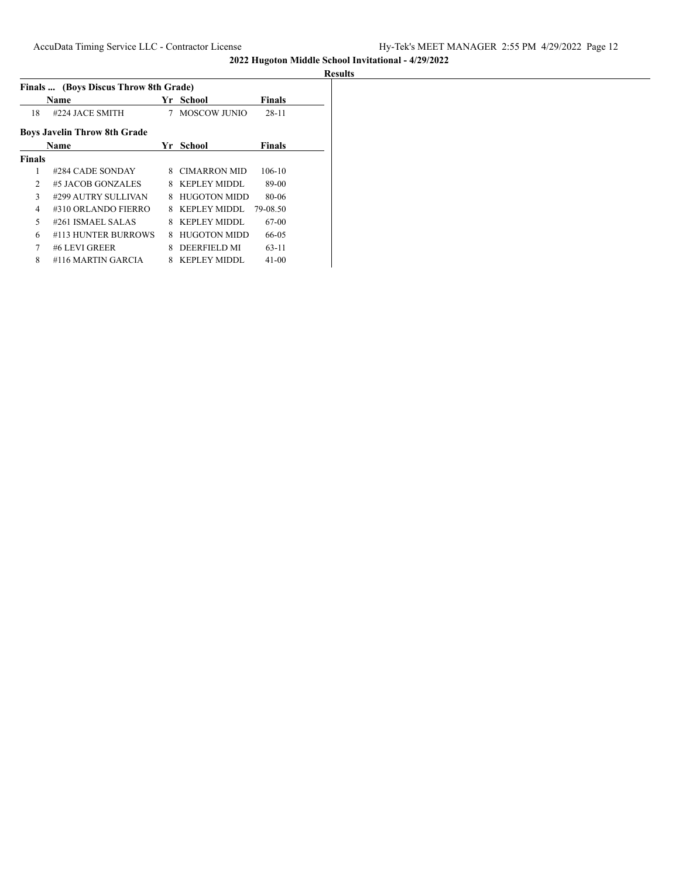## 2022 Hugoton Middle School Invitational - 4/29/2022

### Results

**Finals ... (Boys Discus Throw 8th Grade)**

| | Name | Yr | School | Finals |
|---|---|---|---|---|
| 18 | #224 JACE SMITH | 7 | MOSCOW JUNIO | 28-11 |

**Boys Javelin Throw 8th Grade**

| | Name | Yr | School | Finals |
|---|---|---|---|---|
| **Finals** | | | | |
| 1 | #284 CADE SONDAY | 8 | CIMARRON MID | 106-10 |
| 2 | #5 JACOB GONZALES | 8 | KEPLEY MIDDL | 89-00 |
| 3 | #299 AUTRY SULLIVAN | 8 | HUGOTON MIDD | 80-06 |
| 4 | #310 ORLANDO FIERRO | 8 | KEPLEY MIDDL | 79-08.50 |
| 5 | #261 ISMAEL SALAS | 8 | KEPLEY MIDDL | 67-00 |
| 6 | #113 HUNTER BURROWS | 8 | HUGOTON MIDD | 66-05 |
| 7 | #6 LEVI GREER | 8 | DEERFIELD MI | 63-11 |
| 8 | #116 MARTIN GARCIA | 8 | KEPLEY MIDDL | 41-00 |